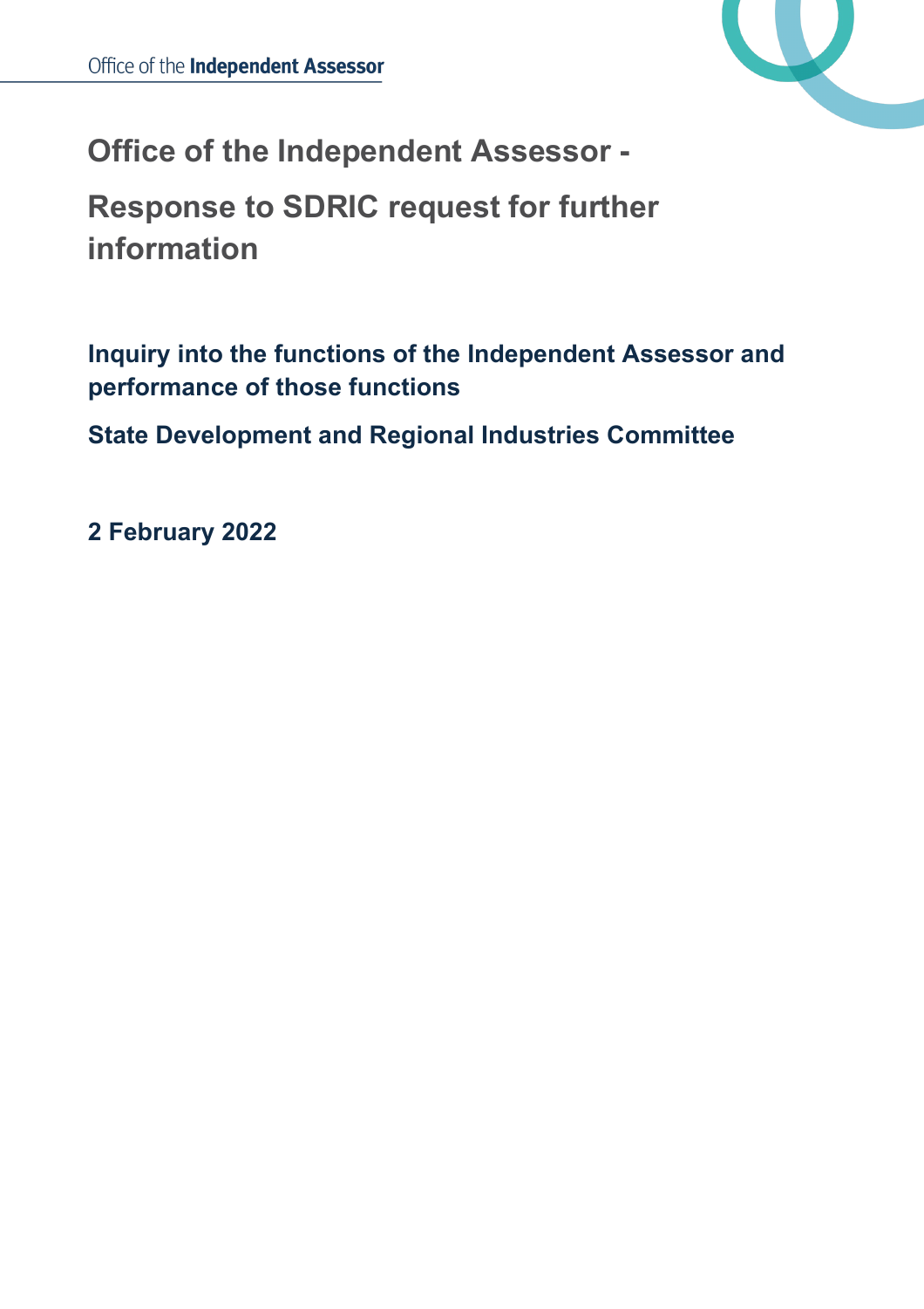Office of the **Independent Assessor**

# Office of the Independent Assessor - Response to SDRIC request for further information

## Inquiry into the functions of the Independent Assessor and performance of those functions

## State Development and Regional Industries Committee

**2 February 2022**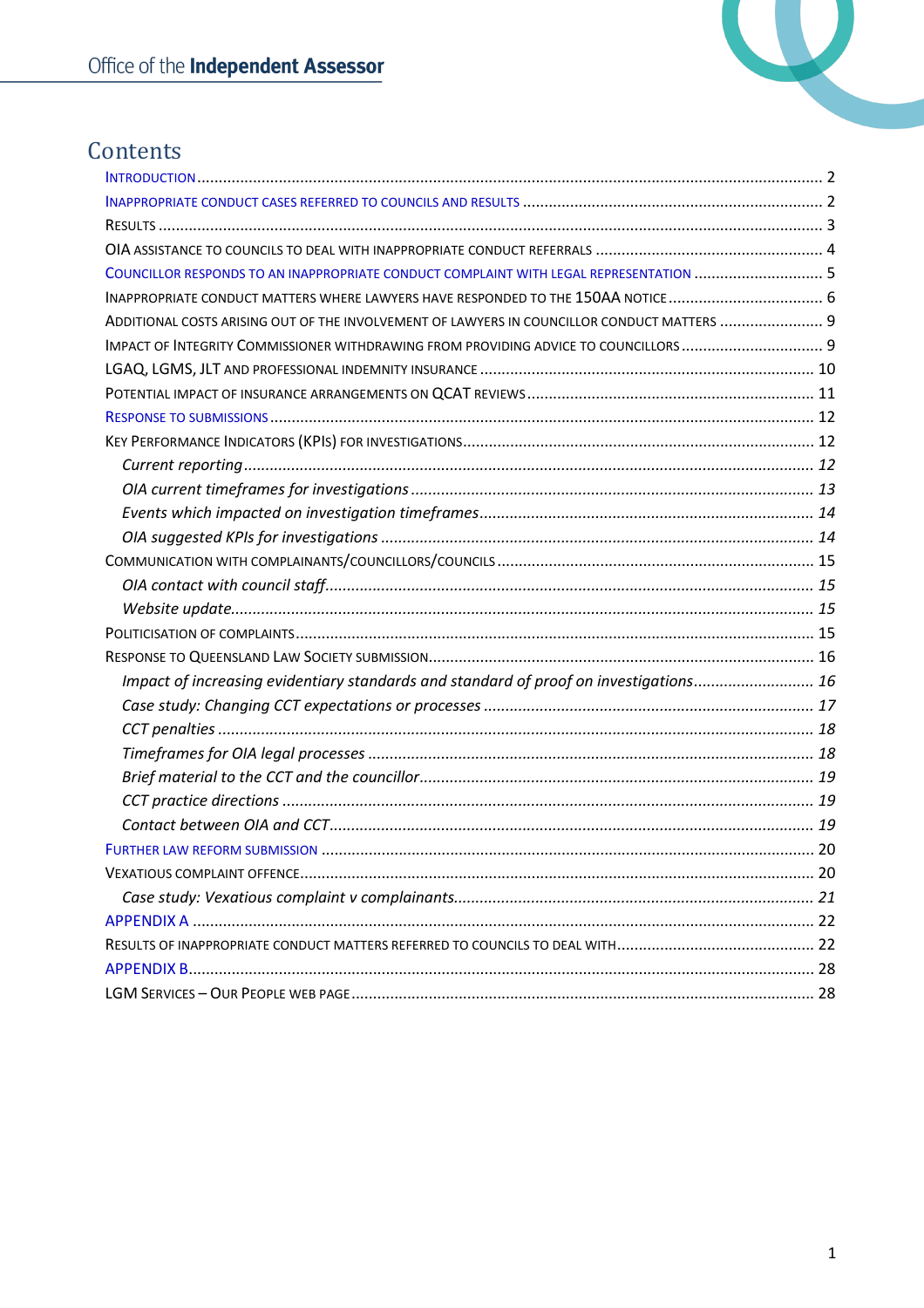# Contents

- Introduction ........ 2
- Inappropriate conduct cases referred to councils and results ........ 2
- Results ........ 3
- OIA assistance to councils to deal with inappropriate conduct referrals ........ 4
- Councillor responds to an inappropriate conduct complaint with legal representation ........ 5
- Inappropriate conduct matters where lawyers have responded to the 150AA notice ........ 6
- Additional costs arising out of the involvement of lawyers in councillor conduct matters ........ 9
- Impact of Integrity Commissioner withdrawing from providing advice to councillors ........ 9
- LGAQ, LGMS, JLT and professional indemnity insurance ........ 10
- Potential impact of insurance arrangements on QCAT reviews ........ 11
- Response to submissions ........ 12
- Key Performance Indicators (KPIs) for investigations ........ 12
  - *Current reporting* ........ *12*
  - *OIA current timeframes for investigations* ........ *13*
  - *Events which impacted on investigation timeframes* ........ *14*
  - *OIA suggested KPIs for investigations* ........ *14*
- Communication with complainants/councillors/councils ........ 15
  - *OIA contact with council staff* ........ *15*
  - *Website update* ........ *15*
- Politicisation of complaints ........ 15
- Response to Queensland Law Society submission ........ 16
  - *Impact of increasing evidentiary standards and standard of proof on investigations* ........ *16*
  - *Case study: Changing CCT expectations or processes* ........ *17*
  - *CCT penalties* ........ *18*
  - *Timeframes for OIA legal processes* ........ *18*
  - *Brief material to the CCT and the councillor* ........ *19*
  - *CCT practice directions* ........ *19*
  - *Contact between OIA and CCT* ........ *19*
- Further law reform submission ........ 20
- Vexatious complaint offence ........ 20
  - *Case study: Vexatious complaint v complainants* ........ *21*
- APPENDIX A ........ 22
- Results of inappropriate conduct matters referred to councils to deal with ........ 22
- APPENDIX B ........ 28
- LGM Services – Our People web page ........ 28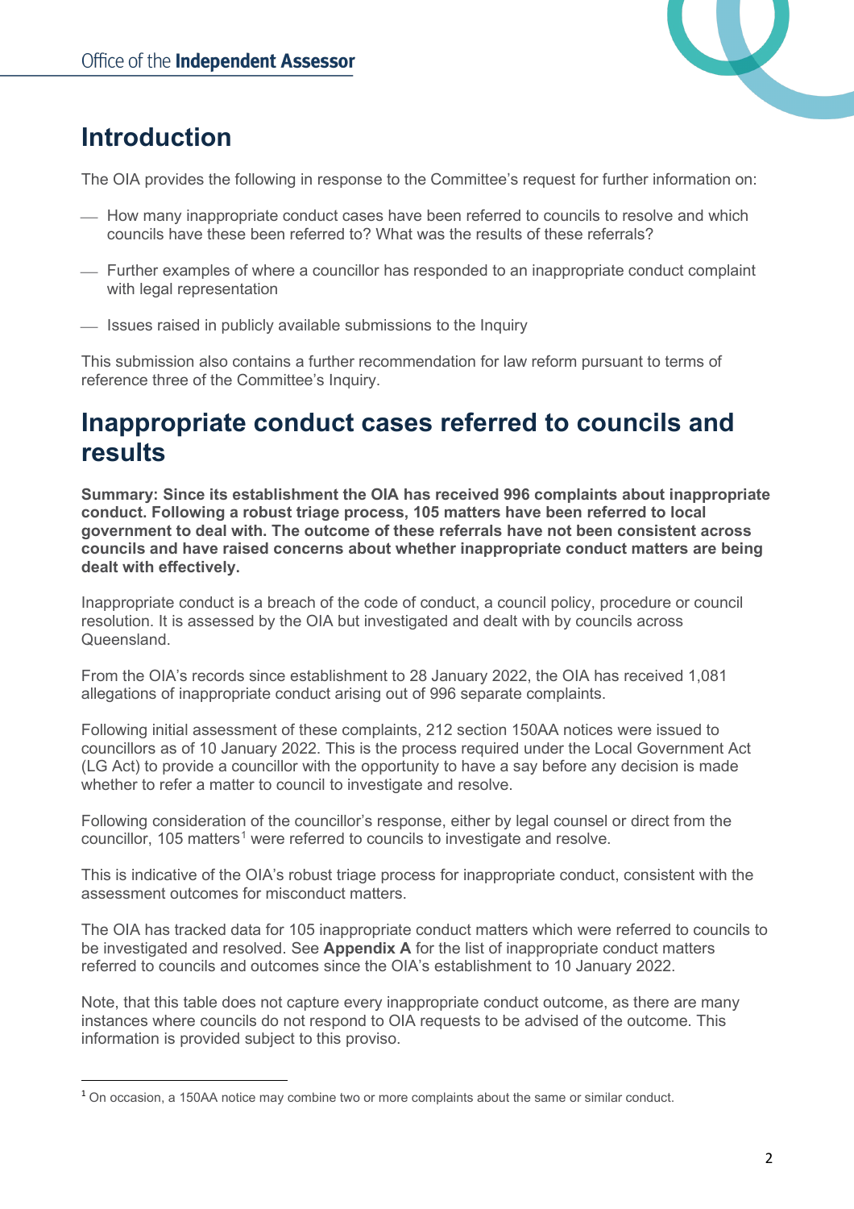# Introduction

The OIA provides the following in response to the Committee's request for further information on:

- How many inappropriate conduct cases have been referred to councils to resolve and which councils have these been referred to? What was the results of these referrals?
- Further examples of where a councillor has responded to an inappropriate conduct complaint with legal representation
- Issues raised in publicly available submissions to the Inquiry

This submission also contains a further recommendation for law reform pursuant to terms of reference three of the Committee's Inquiry.

# Inappropriate conduct cases referred to councils and results

**Summary: Since its establishment the OIA has received 996 complaints about inappropriate conduct. Following a robust triage process, 105 matters have been referred to local government to deal with. The outcome of these referrals have not been consistent across councils and have raised concerns about whether inappropriate conduct matters are being dealt with effectively.**

Inappropriate conduct is a breach of the code of conduct, a council policy, procedure or council resolution. It is assessed by the OIA but investigated and dealt with by councils across Queensland.

From the OIA's records since establishment to 28 January 2022, the OIA has received 1,081 allegations of inappropriate conduct arising out of 996 separate complaints.

Following initial assessment of these complaints, 212 section 150AA notices were issued to councillors as of 10 January 2022. This is the process required under the Local Government Act (LG Act) to provide a councillor with the opportunity to have a say before any decision is made whether to refer a matter to council to investigate and resolve.

Following consideration of the councillor's response, either by legal counsel or direct from the councillor, 105 matters[1] were referred to councils to investigate and resolve.

This is indicative of the OIA's robust triage process for inappropriate conduct, consistent with the assessment outcomes for misconduct matters.

The OIA has tracked data for 105 inappropriate conduct matters which were referred to councils to be investigated and resolved. See **Appendix A** for the list of inappropriate conduct matters referred to councils and outcomes since the OIA's establishment to 10 January 2022.

Note, that this table does not capture every inappropriate conduct outcome, as there are many instances where councils do not respond to OIA requests to be advised of the outcome. This information is provided subject to this proviso.

[1] On occasion, a 150AA notice may combine two or more complaints about the same or similar conduct.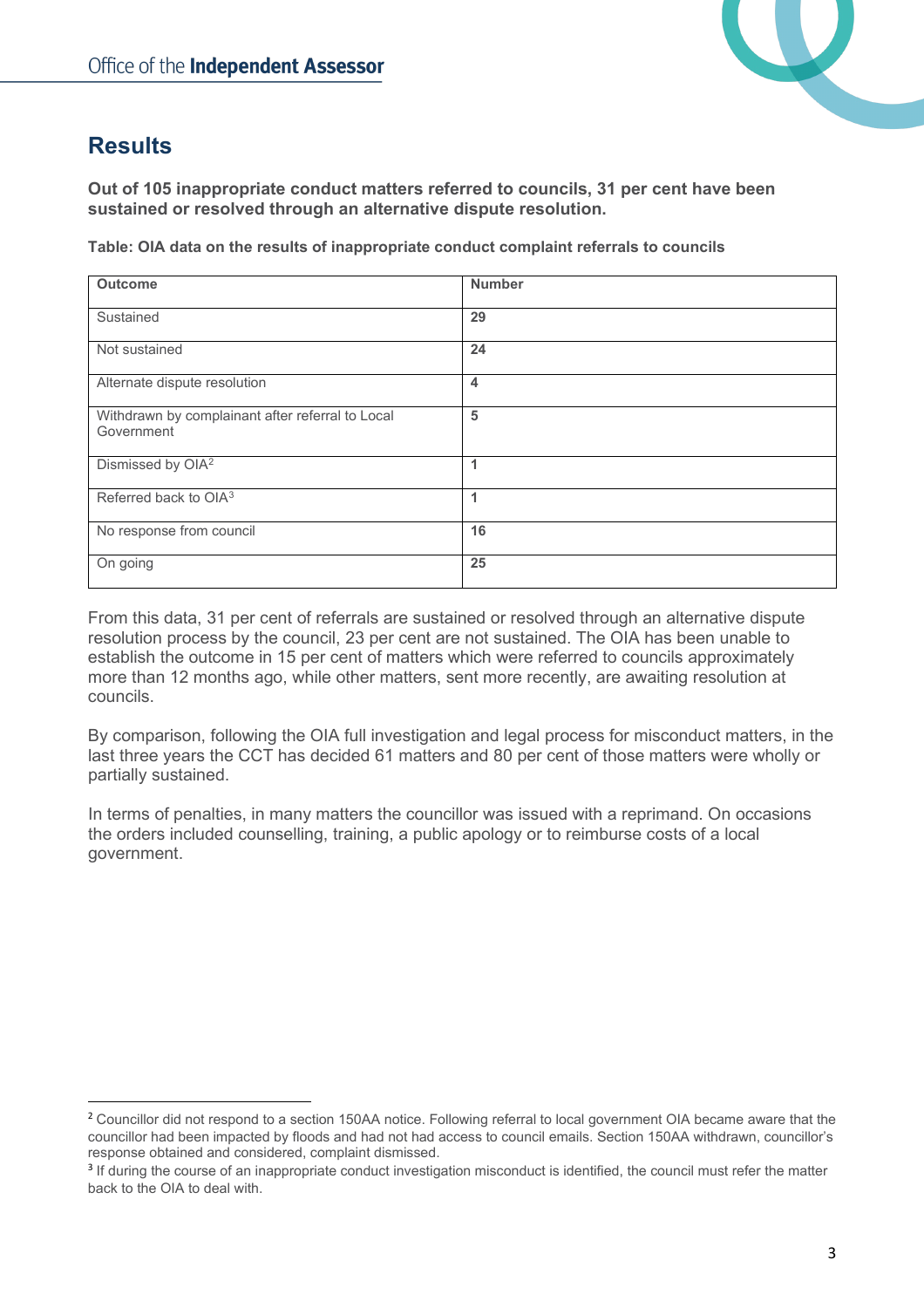## Results

**Out of 105 inappropriate conduct matters referred to councils, 31 per cent have been sustained or resolved through an alternative dispute resolution.**

**Table: OIA data on the results of inappropriate conduct complaint referrals to councils**

| Outcome | Number |
|---|---|
| Sustained | 29 |
| Not sustained | 24 |
| Alternate dispute resolution | 4 |
| Withdrawn by complainant after referral to Local Government | 5 |
| Dismissed by OIA[2] | 1 |
| Referred back to OIA[3] | 1 |
| No response from council | 16 |
| On going | 25 |

From this data, 31 per cent of referrals are sustained or resolved through an alternative dispute resolution process by the council, 23 per cent are not sustained. The OIA has been unable to establish the outcome in 15 per cent of matters which were referred to councils approximately more than 12 months ago, while other matters, sent more recently, are awaiting resolution at councils.

By comparison, following the OIA full investigation and legal process for misconduct matters, in the last three years the CCT has decided 61 matters and 80 per cent of those matters were wholly or partially sustained.

In terms of penalties, in many matters the councillor was issued with a reprimand. On occasions the orders included counselling, training, a public apology or to reimburse costs of a local government.

---

[2] Councillor did not respond to a section 150AA notice. Following referral to local government OIA became aware that the councillor had been impacted by floods and had not had access to council emails. Section 150AA withdrawn, councillor's response obtained and considered, complaint dismissed.

[3] If during the course of an inappropriate conduct investigation misconduct is identified, the council must refer the matter back to the OIA to deal with.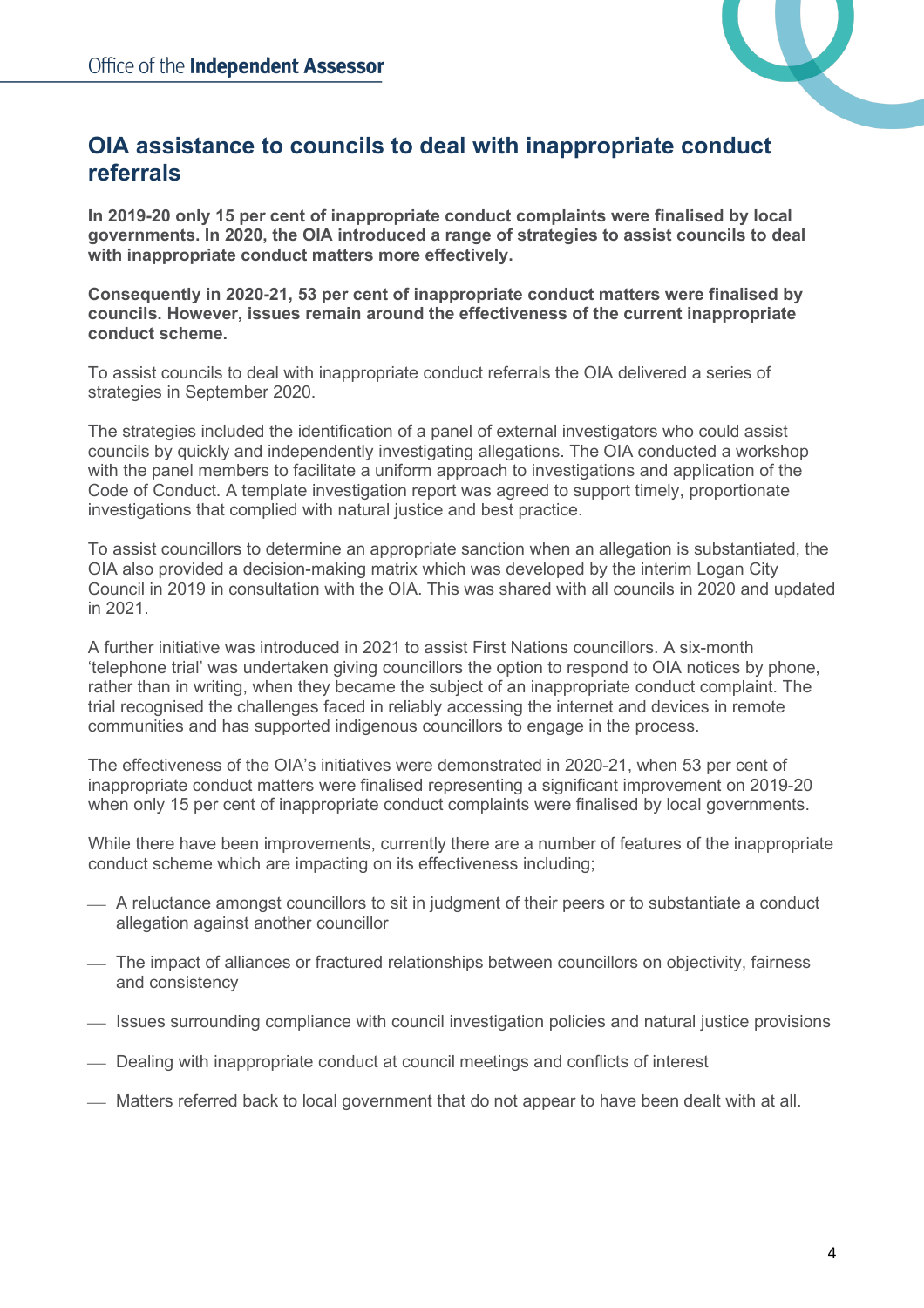## OIA assistance to councils to deal with inappropriate conduct referrals

**In 2019-20 only 15 per cent of inappropriate conduct complaints were finalised by local governments. In 2020, the OIA introduced a range of strategies to assist councils to deal with inappropriate conduct matters more effectively.**

**Consequently in 2020-21, 53 per cent of inappropriate conduct matters were finalised by councils. However, issues remain around the effectiveness of the current inappropriate conduct scheme.**

To assist councils to deal with inappropriate conduct referrals the OIA delivered a series of strategies in September 2020.

The strategies included the identification of a panel of external investigators who could assist councils by quickly and independently investigating allegations. The OIA conducted a workshop with the panel members to facilitate a uniform approach to investigations and application of the Code of Conduct. A template investigation report was agreed to support timely, proportionate investigations that complied with natural justice and best practice.

To assist councillors to determine an appropriate sanction when an allegation is substantiated, the OIA also provided a decision-making matrix which was developed by the interim Logan City Council in 2019 in consultation with the OIA. This was shared with all councils in 2020 and updated in 2021.

A further initiative was introduced in 2021 to assist First Nations councillors. A six-month 'telephone trial' was undertaken giving councillors the option to respond to OIA notices by phone, rather than in writing, when they became the subject of an inappropriate conduct complaint. The trial recognised the challenges faced in reliably accessing the internet and devices in remote communities and has supported indigenous councillors to engage in the process.

The effectiveness of the OIA's initiatives were demonstrated in 2020-21, when 53 per cent of inappropriate conduct matters were finalised representing a significant improvement on 2019-20 when only 15 per cent of inappropriate conduct complaints were finalised by local governments.

While there have been improvements, currently there are a number of features of the inappropriate conduct scheme which are impacting on its effectiveness including;

- A reluctance amongst councillors to sit in judgment of their peers or to substantiate a conduct allegation against another councillor
- The impact of alliances or fractured relationships between councillors on objectivity, fairness and consistency
- Issues surrounding compliance with council investigation policies and natural justice provisions
- Dealing with inappropriate conduct at council meetings and conflicts of interest
- Matters referred back to local government that do not appear to have been dealt with at all.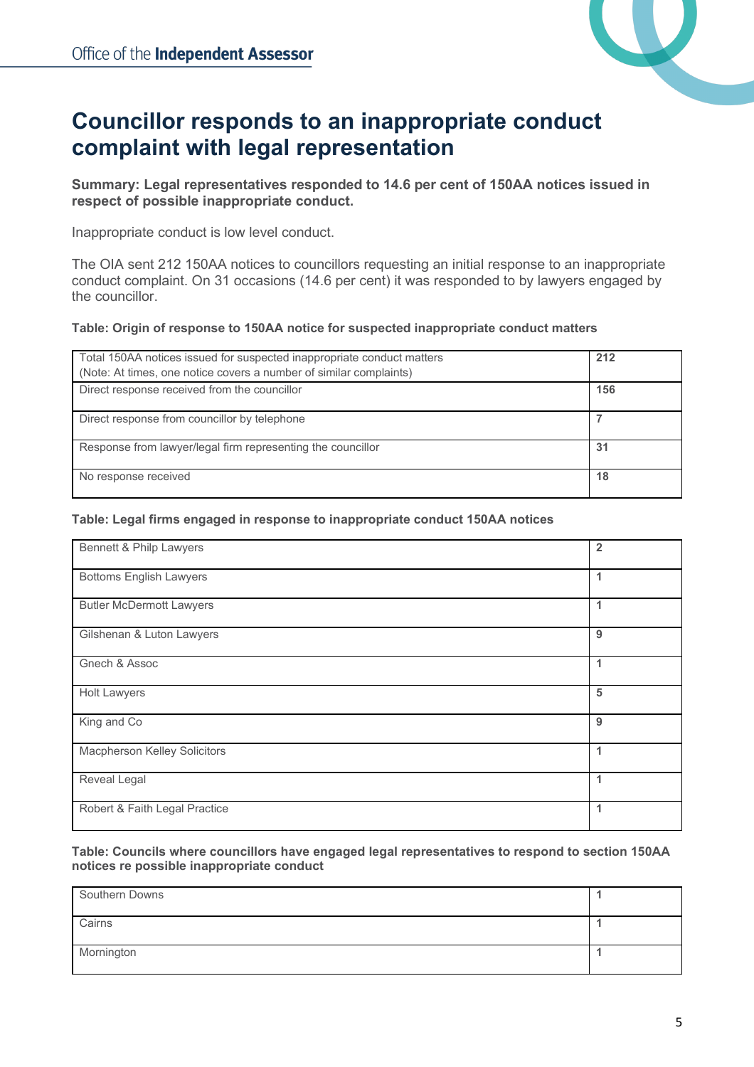# Councillor responds to an inappropriate conduct complaint with legal representation

**Summary: Legal representatives responded to 14.6 per cent of 150AA notices issued in respect of possible inappropriate conduct.**

Inappropriate conduct is low level conduct.

The OIA sent 212 150AA notices to councillors requesting an initial response to an inappropriate conduct complaint. On 31 occasions (14.6 per cent) it was responded to by lawyers engaged by the councillor.

**Table: Origin of response to 150AA notice for suspected inappropriate conduct matters**

| | |
|---|---|
| Total 150AA notices issued for suspected inappropriate conduct matters (Note: At times, one notice covers a number of similar complaints) | **212** |
| Direct response received from the councillor | **156** |
| Direct response from councillor by telephone | **7** |
| Response from lawyer/legal firm representing the councillor | **31** |
| No response received | **18** |

**Table: Legal firms engaged in response to inappropriate conduct 150AA notices**

| | |
|---|---|
| Bennett & Philp Lawyers | **2** |
| Bottoms English Lawyers | **1** |
| Butler McDermott Lawyers | **1** |
| Gilshenan & Luton Lawyers | **9** |
| Gnech & Assoc | **1** |
| Holt Lawyers | **5** |
| King and Co | **9** |
| Macpherson Kelley Solicitors | **1** |
| Reveal Legal | **1** |
| Robert & Faith Legal Practice | **1** |

**Table: Councils where councillors have engaged legal representatives to respond to section 150AA notices re possible inappropriate conduct**

| | |
|---|---|
| Southern Downs | **1** |
| Cairns | **1** |
| Mornington | **1** |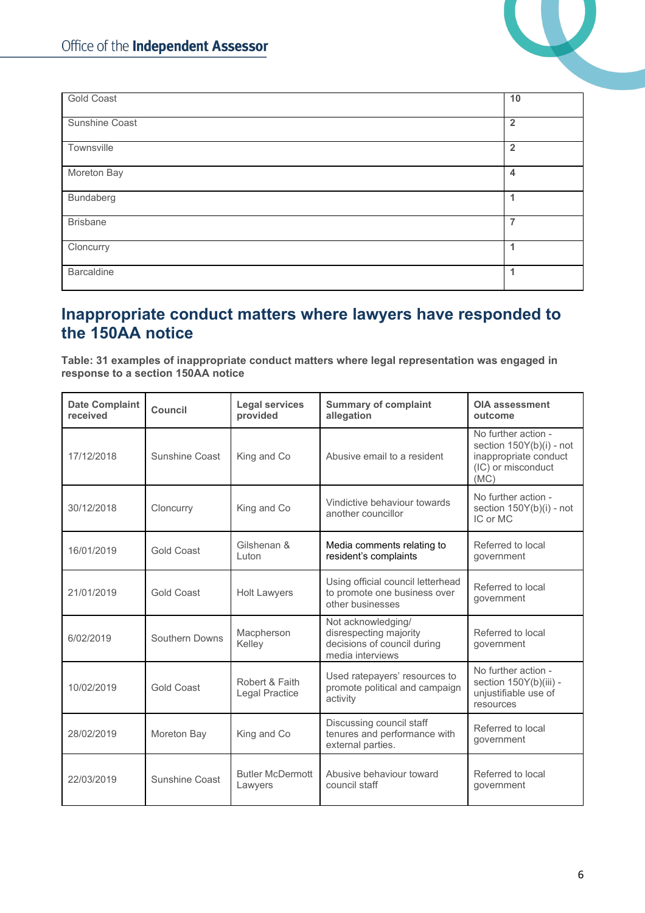| | |
|---|---|
| Gold Coast | **10** |
| Sunshine Coast | **2** |
| Townsville | **2** |
| Moreton Bay | **4** |
| Bundaberg | **1** |
| Brisbane | **7** |
| Cloncurry | **1** |
| Barcaldine | **1** |

## Inappropriate conduct matters where lawyers have responded to the 150AA notice

**Table: 31 examples of inappropriate conduct matters where legal representation was engaged in response to a section 150AA notice**

| Date Complaint received | Council | Legal services provided | Summary of complaint allegation | OIA assessment outcome |
|---|---|---|---|---|
| 17/12/2018 | Sunshine Coast | King and Co | Abusive email to a resident | No further action - section 150Y(b)(i) - not inappropriate conduct (IC) or misconduct (MC) |
| 30/12/2018 | Cloncurry | King and Co | Vindictive behaviour towards another councillor | No further action - section 150Y(b)(i) - not IC or MC |
| 16/01/2019 | Gold Coast | Gilshenan & Luton | Media comments relating to resident's complaints | Referred to local government |
| 21/01/2019 | Gold Coast | Holt Lawyers | Using official council letterhead to promote one business over other businesses | Referred to local government |
| 6/02/2019 | Southern Downs | Macpherson Kelley | Not acknowledging/ disrespecting majority decisions of council during media interviews | Referred to local government |
| 10/02/2019 | Gold Coast | Robert & Faith Legal Practice | Used ratepayers' resources to promote political and campaign activity | No further action - section 150Y(b)(iii) - unjustifiable use of resources |
| 28/02/2019 | Moreton Bay | King and Co | Discussing council staff tenures and performance with external parties. | Referred to local government |
| 22/03/2019 | Sunshine Coast | Butler McDermott Lawyers | Abusive behaviour toward council staff | Referred to local government |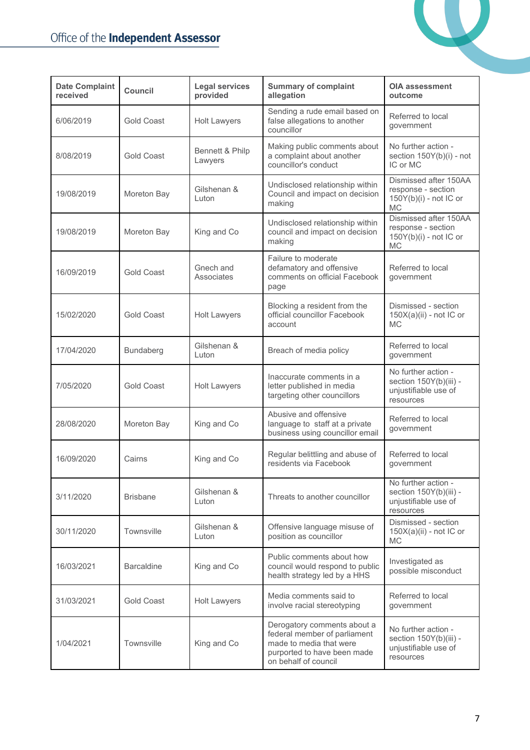| Date Complaint received | Council | Legal services provided | Summary of complaint allegation | OIA assessment outcome |
|---|---|---|---|---|
| 6/06/2019 | Gold Coast | Holt Lawyers | Sending a rude email based on false allegations to another councillor | Referred to local government |
| 8/08/2019 | Gold Coast | Bennett & Philp Lawyers | Making public comments about a complaint about another councillor's conduct | No further action - section 150Y(b)(i) - not IC or MC |
| 19/08/2019 | Moreton Bay | Gilshenan & Luton | Undisclosed relationship within Council and impact on decision making | Dismissed after 150AA response - section 150Y(b)(i) - not IC or MC |
| 19/08/2019 | Moreton Bay | King and Co | Undisclosed relationship within council and impact on decision making | Dismissed after 150AA response - section 150Y(b)(i) - not IC or MC |
| 16/09/2019 | Gold Coast | Gnech and Associates | Failure to moderate defamatory and offensive comments on official Facebook page | Referred to local government |
| 15/02/2020 | Gold Coast | Holt Lawyers | Blocking a resident from the official councillor Facebook account | Dismissed - section 150X(a)(ii) - not IC or MC |
| 17/04/2020 | Bundaberg | Gilshenan & Luton | Breach of media policy | Referred to local government |
| 7/05/2020 | Gold Coast | Holt Lawyers | Inaccurate comments in a letter published in media targeting other councillors | No further action - section 150Y(b)(iii) - unjustifiable use of resources |
| 28/08/2020 | Moreton Bay | King and Co | Abusive and offensive language to staff at a private business using councillor email | Referred to local government |
| 16/09/2020 | Cairns | King and Co | Regular belittling and abuse of residents via Facebook | Referred to local government |
| 3/11/2020 | Brisbane | Gilshenan & Luton | Threats to another councillor | No further action - section 150Y(b)(iii) - unjustifiable use of resources |
| 30/11/2020 | Townsville | Gilshenan & Luton | Offensive language misuse of position as councillor | Dismissed - section 150X(a)(ii) - not IC or MC |
| 16/03/2021 | Barcaldine | King and Co | Public comments about how council would respond to public health strategy led by a HHS | Investigated as possible misconduct |
| 31/03/2021 | Gold Coast | Holt Lawyers | Media comments said to involve racial stereotyping | Referred to local government |
| 1/04/2021 | Townsville | King and Co | Derogatory comments about a federal member of parliament made to media that were purported to have been made on behalf of council | No further action - section 150Y(b)(iii) - unjustifiable use of resources |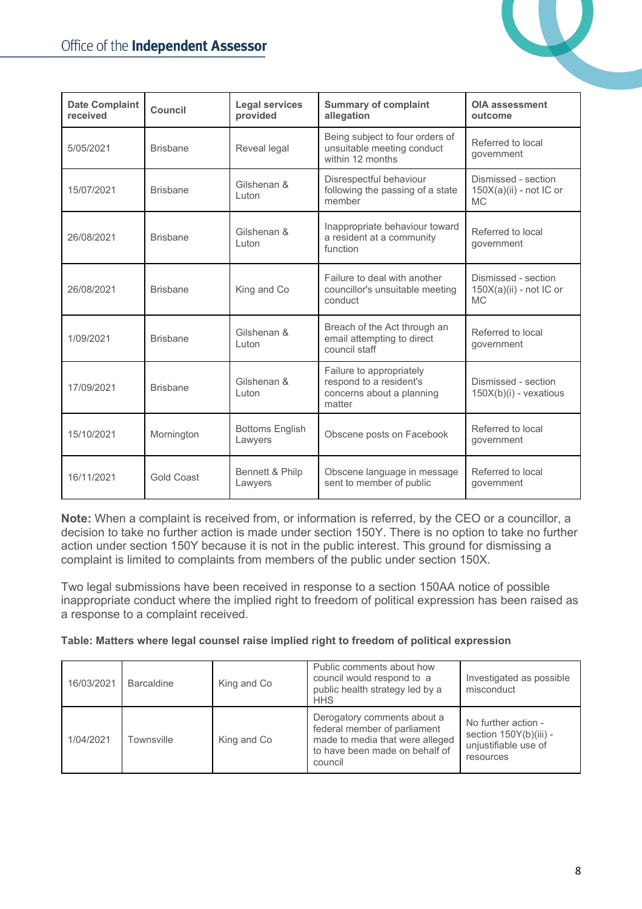| Date Complaint received | Council | Legal services provided | Summary of complaint allegation | OIA assessment outcome |
|---|---|---|---|---|
| 5/05/2021 | Brisbane | Reveal legal | Being subject to four orders of unsuitable meeting conduct within 12 months | Referred to local government |
| 15/07/2021 | Brisbane | Gilshenan & Luton | Disrespectful behaviour following the passing of a state member | Dismissed - section 150X(a)(ii) - not IC or MC |
| 26/08/2021 | Brisbane | Gilshenan & Luton | Inappropriate behaviour toward a resident at a community function | Referred to local government |
| 26/08/2021 | Brisbane | King and Co | Failure to deal with another councillor's unsuitable meeting conduct | Dismissed - section 150X(a)(ii) - not IC or MC |
| 1/09/2021 | Brisbane | Gilshenan & Luton | Breach of the Act through an email attempting to direct council staff | Referred to local government |
| 17/09/2021 | Brisbane | Gilshenan & Luton | Failure to appropriately respond to a resident's concerns about a planning matter | Dismissed - section 150X(b)(i) - vexatious |
| 15/10/2021 | Mornington | Bottoms English Lawyers | Obscene posts on Facebook | Referred to local government |
| 16/11/2021 | Gold Coast | Bennett & Philp Lawyers | Obscene language in message sent to member of public | Referred to local government |

**Note:** When a complaint is received from, or information is referred, by the CEO or a councillor, a decision to take no further action is made under section 150Y. There is no option to take no further action under section 150Y because it is not in the public interest. This ground for dismissing a complaint is limited to complaints from members of the public under section 150X.

Two legal submissions have been received in response to a section 150AA notice of possible inappropriate conduct where the implied right to freedom of political expression has been raised as a response to a complaint received.

**Table: Matters where legal counsel raise implied right to freedom of political expression**

| Date | Council | Legal services provided | Summary of complaint allegation | OIA assessment outcome |
|---|---|---|---|---|
| 16/03/2021 | Barcaldine | King and Co | Public comments about how council would respond to a public health strategy led by a HHS | Investigated as possible misconduct |
| 1/04/2021 | Townsville | King and Co | Derogatory comments about a federal member of parliament made to media that were alleged to have been made on behalf of council | No further action - section 150Y(b)(iii) - unjustifiable use of resources |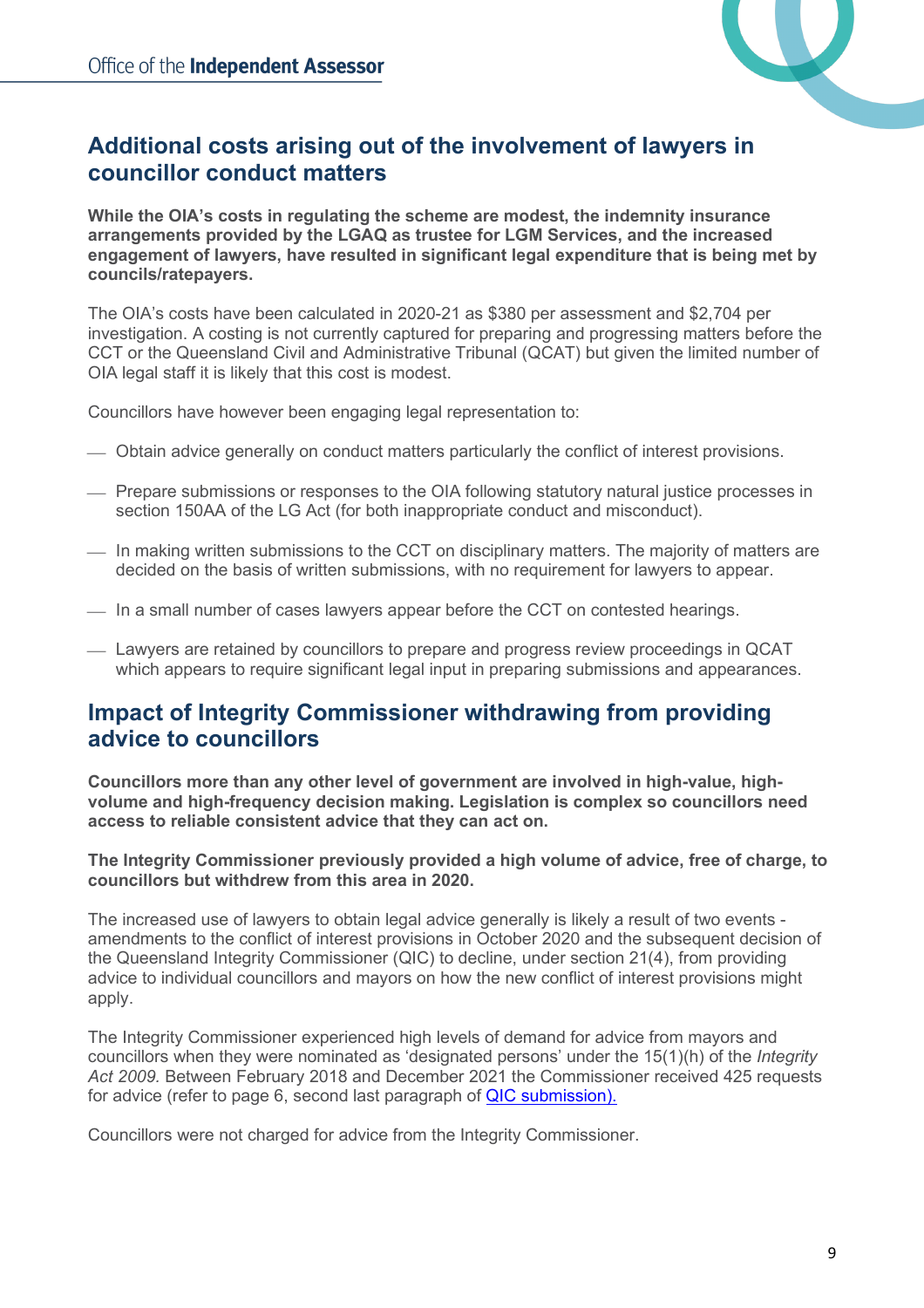## Additional costs arising out of the involvement of lawyers in councillor conduct matters

**While the OIA's costs in regulating the scheme are modest, the indemnity insurance arrangements provided by the LGAQ as trustee for LGM Services, and the increased engagement of lawyers, have resulted in significant legal expenditure that is being met by councils/ratepayers.**

The OIA's costs have been calculated in 2020-21 as $380 per assessment and $2,704 per investigation. A costing is not currently captured for preparing and progressing matters before the CCT or the Queensland Civil and Administrative Tribunal (QCAT) but given the limited number of OIA legal staff it is likely that this cost is modest.

Councillors have however been engaging legal representation to:

- Obtain advice generally on conduct matters particularly the conflict of interest provisions.
- Prepare submissions or responses to the OIA following statutory natural justice processes in section 150AA of the LG Act (for both inappropriate conduct and misconduct).
- In making written submissions to the CCT on disciplinary matters. The majority of matters are decided on the basis of written submissions, with no requirement for lawyers to appear.
- In a small number of cases lawyers appear before the CCT on contested hearings.
- Lawyers are retained by councillors to prepare and progress review proceedings in QCAT which appears to require significant legal input in preparing submissions and appearances.

## Impact of Integrity Commissioner withdrawing from providing advice to councillors

**Councillors more than any other level of government are involved in high-value, high-volume and high-frequency decision making. Legislation is complex so councillors need access to reliable consistent advice that they can act on.**

**The Integrity Commissioner previously provided a high volume of advice, free of charge, to councillors but withdrew from this area in 2020.**

The increased use of lawyers to obtain legal advice generally is likely a result of two events - amendments to the conflict of interest provisions in October 2020 and the subsequent decision of the Queensland Integrity Commissioner (QIC) to decline, under section 21(4), from providing advice to individual councillors and mayors on how the new conflict of interest provisions might apply.

The Integrity Commissioner experienced high levels of demand for advice from mayors and councillors when they were nominated as 'designated persons' under the 15(1)(h) of the *Integrity Act 2009*. Between February 2018 and December 2021 the Commissioner received 425 requests for advice (refer to page 6, second last paragraph of [QIC submission).]()

Councillors were not charged for advice from the Integrity Commissioner.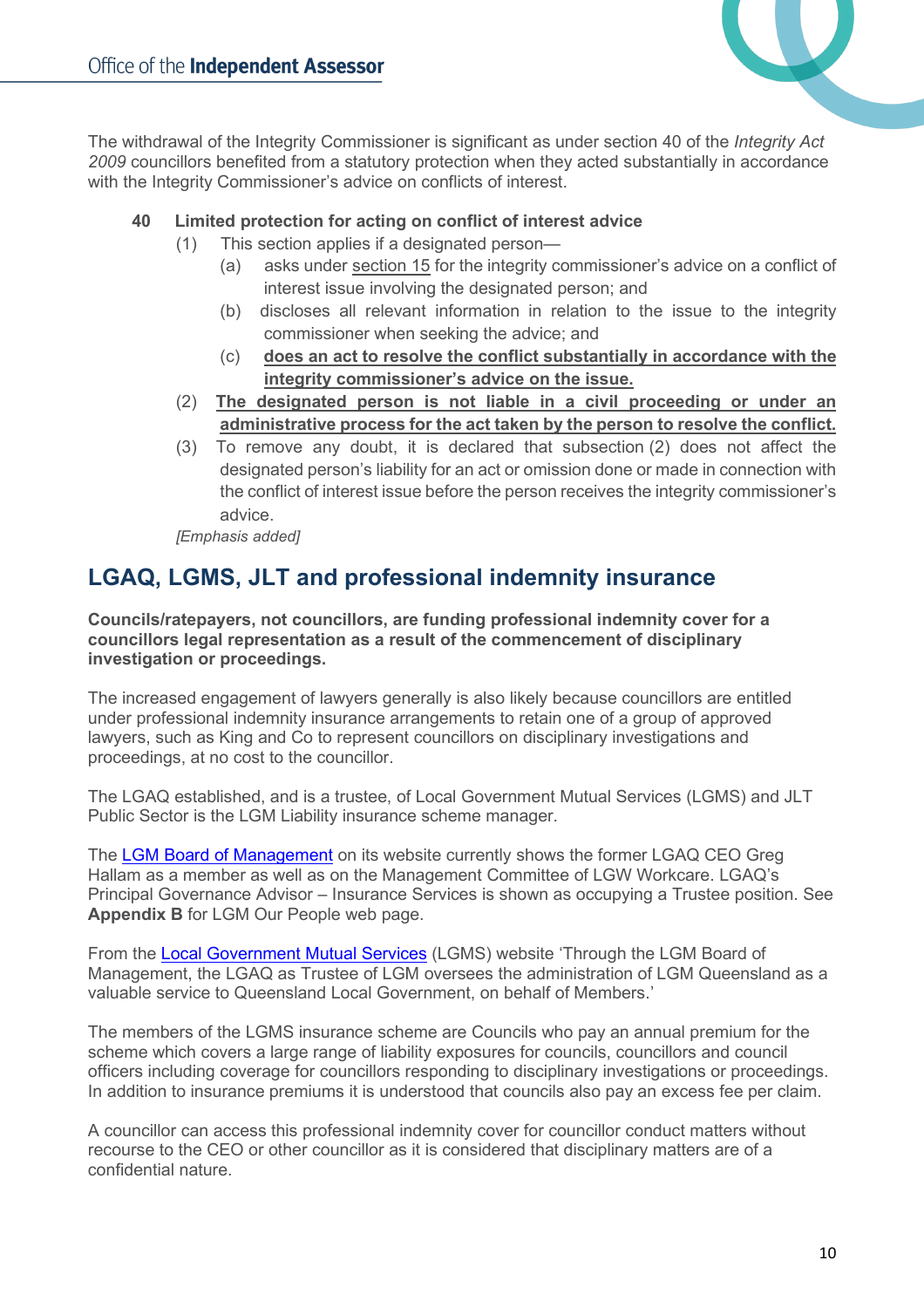The withdrawal of the Integrity Commissioner is significant as under section 40 of the *Integrity Act 2009* councillors benefited from a statutory protection when they acted substantially in accordance with the Integrity Commissioner's advice on conflicts of interest.

> **40 Limited protection for acting on conflict of interest advice**
>
> (1) This section applies if a designated person—
>
> (a) asks under section 15 for the integrity commissioner's advice on a conflict of interest issue involving the designated person; and
>
> (b) discloses all relevant information in relation to the issue to the integrity commissioner when seeking the advice; and
>
> (c) **does an act to resolve the conflict substantially in accordance with the integrity commissioner's advice on the issue.**
>
> (2) **The designated person is not liable in a civil proceeding or under an administrative process for the act taken by the person to resolve the conflict.**
>
> (3) To remove any doubt, it is declared that subsection (2) does not affect the designated person's liability for an act or omission done or made in connection with the conflict of interest issue before the person receives the integrity commissioner's advice.
>
> *[Emphasis added]*

## LGAQ, LGMS, JLT and professional indemnity insurance

**Councils/ratepayers, not councillors, are funding professional indemnity cover for a councillors legal representation as a result of the commencement of disciplinary investigation or proceedings.**

The increased engagement of lawyers generally is also likely because councillors are entitled under professional indemnity insurance arrangements to retain one of a group of approved lawyers, such as King and Co to represent councillors on disciplinary investigations and proceedings, at no cost to the councillor.

The LGAQ established, and is a trustee, of Local Government Mutual Services (LGMS) and JLT Public Sector is the LGM Liability insurance scheme manager.

The LGM Board of Management on its website currently shows the former LGAQ CEO Greg Hallam as a member as well as on the Management Committee of LGW Workcare. LGAQ's Principal Governance Advisor – Insurance Services is shown as occupying a Trustee position. See **Appendix B** for LGM Our People web page.

From the Local Government Mutual Services (LGMS) website 'Through the LGM Board of Management, the LGAQ as Trustee of LGM oversees the administration of LGM Queensland as a valuable service to Queensland Local Government, on behalf of Members.'

The members of the LGMS insurance scheme are Councils who pay an annual premium for the scheme which covers a large range of liability exposures for councils, councillors and council officers including coverage for councillors responding to disciplinary investigations or proceedings. In addition to insurance premiums it is understood that councils also pay an excess fee per claim.

A councillor can access this professional indemnity cover for councillor conduct matters without recourse to the CEO or other councillor as it is considered that disciplinary matters are of a confidential nature.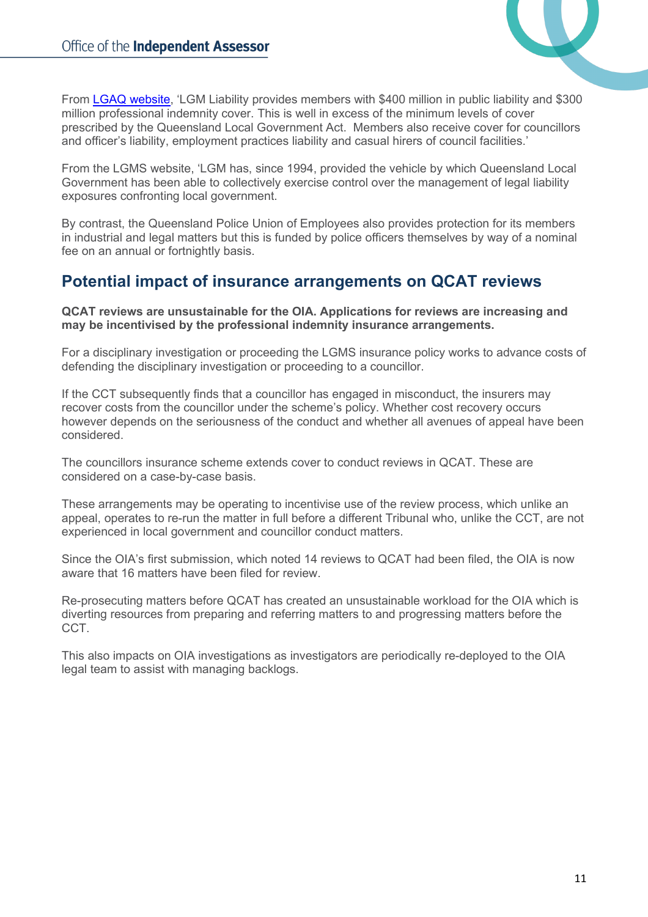From [LGAQ website](), 'LGM Liability provides members with $400 million in public liability and $300 million professional indemnity cover. This is well in excess of the minimum levels of cover prescribed by the Queensland Local Government Act. Members also receive cover for councillors and officer's liability, employment practices liability and casual hirers of council facilities.'

From the LGMS website, 'LGM has, since 1994, provided the vehicle by which Queensland Local Government has been able to collectively exercise control over the management of legal liability exposures confronting local government.

By contrast, the Queensland Police Union of Employees also provides protection for its members in industrial and legal matters but this is funded by police officers themselves by way of a nominal fee on an annual or fortnightly basis.

## Potential impact of insurance arrangements on QCAT reviews

**QCAT reviews are unsustainable for the OIA. Applications for reviews are increasing and may be incentivised by the professional indemnity insurance arrangements.**

For a disciplinary investigation or proceeding the LGMS insurance policy works to advance costs of defending the disciplinary investigation or proceeding to a councillor.

If the CCT subsequently finds that a councillor has engaged in misconduct, the insurers may recover costs from the councillor under the scheme's policy. Whether cost recovery occurs however depends on the seriousness of the conduct and whether all avenues of appeal have been considered.

The councillors insurance scheme extends cover to conduct reviews in QCAT. These are considered on a case-by-case basis.

These arrangements may be operating to incentivise use of the review process, which unlike an appeal, operates to re-run the matter in full before a different Tribunal who, unlike the CCT, are not experienced in local government and councillor conduct matters.

Since the OIA's first submission, which noted 14 reviews to QCAT had been filed, the OIA is now aware that 16 matters have been filed for review.

Re-prosecuting matters before QCAT has created an unsustainable workload for the OIA which is diverting resources from preparing and referring matters to and progressing matters before the CCT.

This also impacts on OIA investigations as investigators are periodically re-deployed to the OIA legal team to assist with managing backlogs.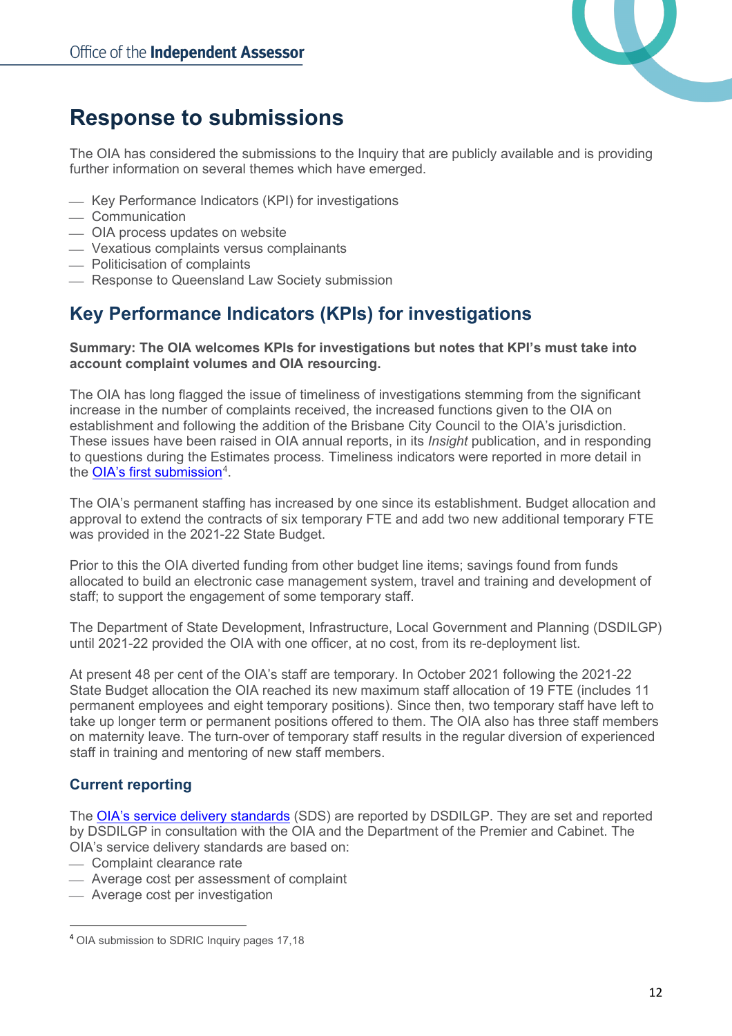# Response to submissions

The OIA has considered the submissions to the Inquiry that are publicly available and is providing further information on several themes which have emerged.

- Key Performance Indicators (KPI) for investigations
- Communication
- OIA process updates on website
- Vexatious complaints versus complainants
- Politicisation of complaints
- Response to Queensland Law Society submission

## Key Performance Indicators (KPIs) for investigations

**Summary: The OIA welcomes KPIs for investigations but notes that KPI's must take into account complaint volumes and OIA resourcing.**

The OIA has long flagged the issue of timeliness of investigations stemming from the significant increase in the number of complaints received, the increased functions given to the OIA on establishment and following the addition of the Brisbane City Council to the OIA's jurisdiction. These issues have been raised in OIA annual reports, in its *Insight* publication, and in responding to questions during the Estimates process. Timeliness indicators were reported in more detail in the OIA's first submission[4].

The OIA's permanent staffing has increased by one since its establishment. Budget allocation and approval to extend the contracts of six temporary FTE and add two new additional temporary FTE was provided in the 2021-22 State Budget.

Prior to this the OIA diverted funding from other budget line items; savings found from funds allocated to build an electronic case management system, travel and training and development of staff; to support the engagement of some temporary staff.

The Department of State Development, Infrastructure, Local Government and Planning (DSDILGP) until 2021-22 provided the OIA with one officer, at no cost, from its re-deployment list.

At present 48 per cent of the OIA's staff are temporary. In October 2021 following the 2021-22 State Budget allocation the OIA reached its new maximum staff allocation of 19 FTE (includes 11 permanent employees and eight temporary positions). Since then, two temporary staff have left to take up longer term or permanent positions offered to them. The OIA also has three staff members on maternity leave. The turn-over of temporary staff results in the regular diversion of experienced staff in training and mentoring of new staff members.

### Current reporting

The OIA's service delivery standards (SDS) are reported by DSDILGP. They are set and reported by DSDILGP in consultation with the OIA and the Department of the Premier and Cabinet. The OIA's service delivery standards are based on:

- Complaint clearance rate
- Average cost per assessment of complaint
- Average cost per investigation

[4] OIA submission to SDRIC Inquiry pages 17,18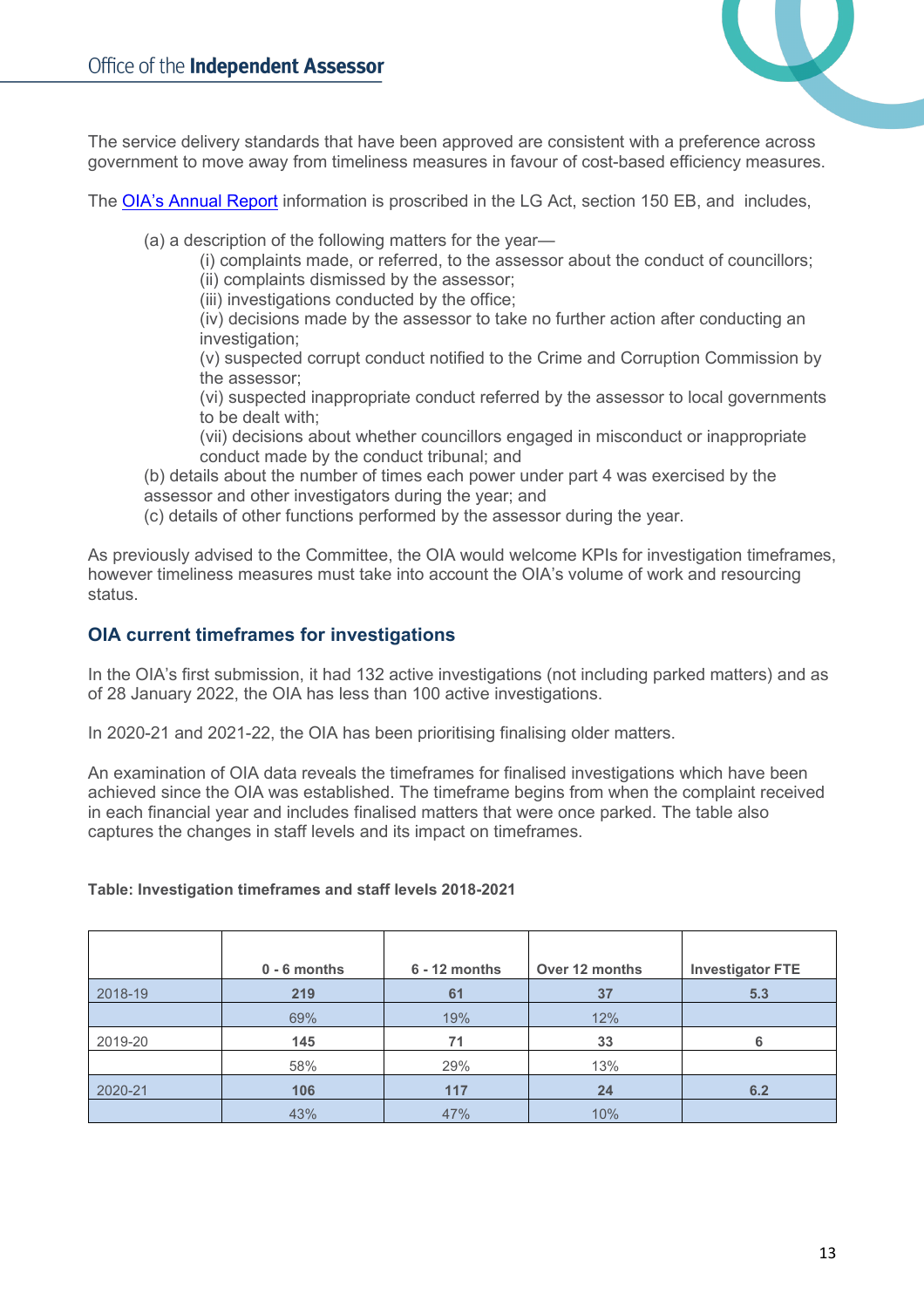The service delivery standards that have been approved are consistent with a preference across government to move away from timeliness measures in favour of cost-based efficiency measures.

The [OIA's Annual Report](#) information is proscribed in the LG Act, section 150 EB, and includes,

> (a) a description of the following matters for the year—
>> (i) complaints made, or referred, to the assessor about the conduct of councillors;
>> (ii) complaints dismissed by the assessor;
>> (iii) investigations conducted by the office;
>> (iv) decisions made by the assessor to take no further action after conducting an investigation;
>> (v) suspected corrupt conduct notified to the Crime and Corruption Commission by the assessor;
>> (vi) suspected inappropriate conduct referred by the assessor to local governments to be dealt with;
>> (vii) decisions about whether councillors engaged in misconduct or inappropriate conduct made by the conduct tribunal; and
>
> (b) details about the number of times each power under part 4 was exercised by the assessor and other investigators during the year; and
> (c) details of other functions performed by the assessor during the year.

As previously advised to the Committee, the OIA would welcome KPIs for investigation timeframes, however timeliness measures must take into account the OIA's volume of work and resourcing status.

## OIA current timeframes for investigations

In the OIA's first submission, it had 132 active investigations (not including parked matters) and as of 28 January 2022, the OIA has less than 100 active investigations.

In 2020-21 and 2021-22, the OIA has been prioritising finalising older matters.

An examination of OIA data reveals the timeframes for finalised investigations which have been achieved since the OIA was established. The timeframe begins from when the complaint received in each financial year and includes finalised matters that were once parked. The table also captures the changes in staff levels and its impact on timeframes.

**Table: Investigation timeframes and staff levels 2018-2021**

| | 0 - 6 months | 6 - 12 months | Over 12 months | Investigator FTE |
|---|---|---|---|---|
| 2018-19 | **219** | **61** | **37** | **5.3** |
| | 69% | 19% | 12% | |
| 2019-20 | **145** | **71** | **33** | **6** |
| | 58% | 29% | 13% | |
| 2020-21 | **106** | **117** | **24** | **6.2** |
| | 43% | 47% | 10% | |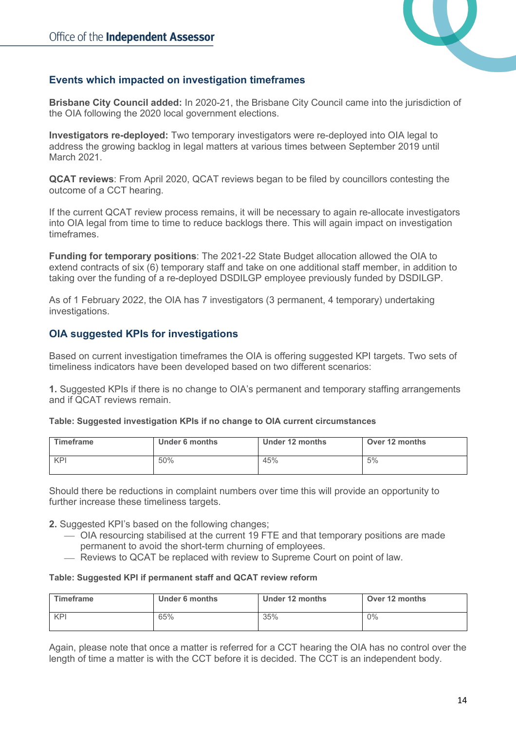## Events which impacted on investigation timeframes

**Brisbane City Council added:** In 2020-21, the Brisbane City Council came into the jurisdiction of the OIA following the 2020 local government elections.

**Investigators re-deployed:** Two temporary investigators were re-deployed into OIA legal to address the growing backlog in legal matters at various times between September 2019 until March 2021.

**QCAT reviews**: From April 2020, QCAT reviews began to be filed by councillors contesting the outcome of a CCT hearing.

If the current QCAT review process remains, it will be necessary to again re-allocate investigators into OIA legal from time to time to reduce backlogs there. This will again impact on investigation timeframes.

**Funding for temporary positions**: The 2021-22 State Budget allocation allowed the OIA to extend contracts of six (6) temporary staff and take on one additional staff member, in addition to taking over the funding of a re-deployed DSDILGP employee previously funded by DSDILGP.

As of 1 February 2022, the OIA has 7 investigators (3 permanent, 4 temporary) undertaking investigations.

## OIA suggested KPIs for investigations

Based on current investigation timeframes the OIA is offering suggested KPI targets. Two sets of timeliness indicators have been developed based on two different scenarios:

**1.** Suggested KPIs if there is no change to OIA's permanent and temporary staffing arrangements and if QCAT reviews remain.

**Table: Suggested investigation KPIs if no change to OIA current circumstances**

| Timeframe | Under 6 months | Under 12 months | Over 12 months |
|---|---|---|---|
| KPI | 50% | 45% | 5% |

Should there be reductions in complaint numbers over time this will provide an opportunity to further increase these timeliness targets.

**2.** Suggested KPI's based on the following changes;

- OIA resourcing stabilised at the current 19 FTE and that temporary positions are made permanent to avoid the short-term churning of employees.
- Reviews to QCAT be replaced with review to Supreme Court on point of law.

**Table: Suggested KPI if permanent staff and QCAT review reform**

| Timeframe | Under 6 months | Under 12 months | Over 12 months |
|---|---|---|---|
| KPI | 65% | 35% | 0% |

Again, please note that once a matter is referred for a CCT hearing the OIA has no control over the length of time a matter is with the CCT before it is decided. The CCT is an independent body.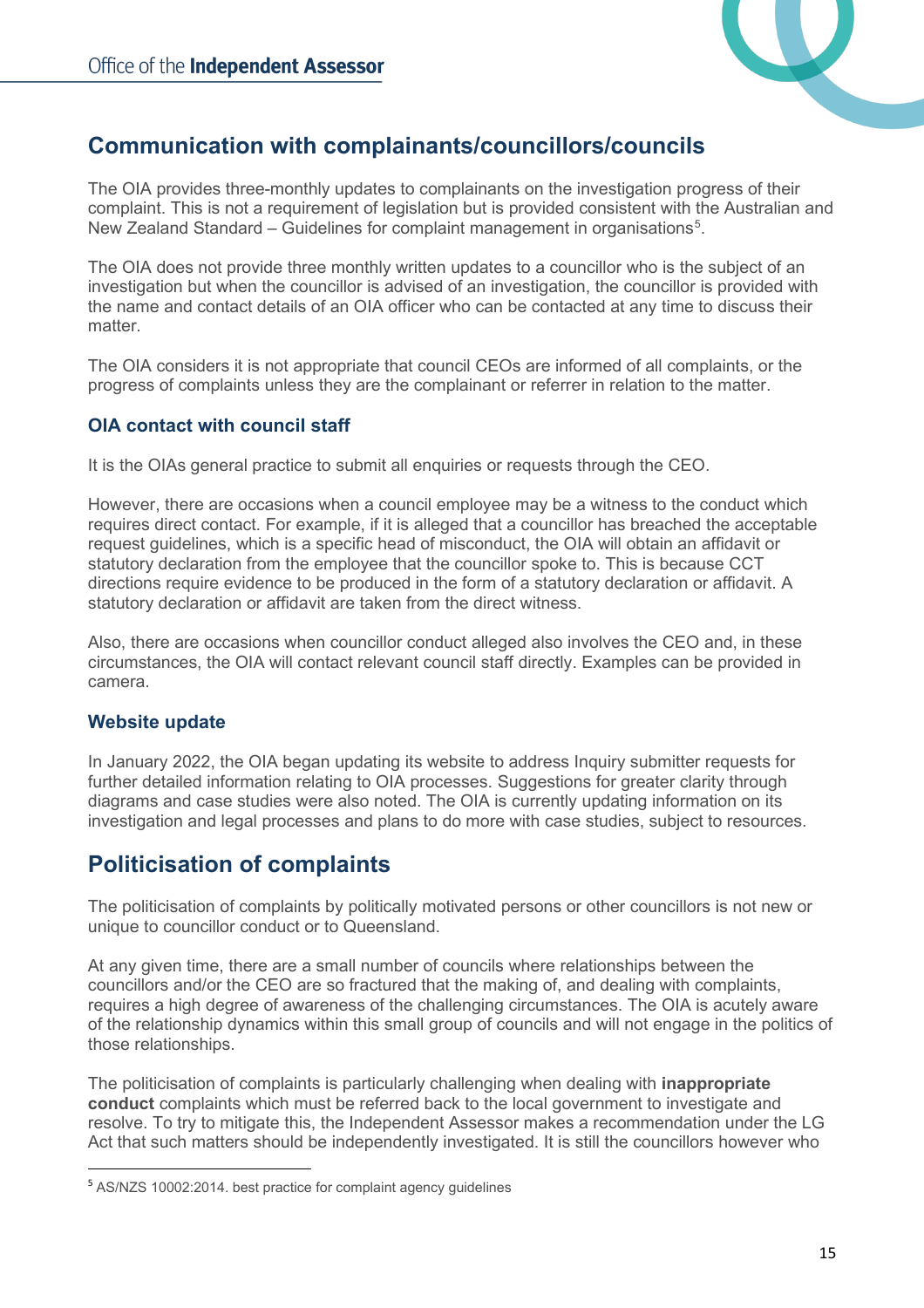## Communication with complainants/councillors/councils

The OIA provides three-monthly updates to complainants on the investigation progress of their complaint. This is not a requirement of legislation but is provided consistent with the Australian and New Zealand Standard – Guidelines for complaint management in organisations[5].

The OIA does not provide three monthly written updates to a councillor who is the subject of an investigation but when the councillor is advised of an investigation, the councillor is provided with the name and contact details of an OIA officer who can be contacted at any time to discuss their matter.

The OIA considers it is not appropriate that council CEOs are informed of all complaints, or the progress of complaints unless they are the complainant or referrer in relation to the matter.

### OIA contact with council staff

It is the OIAs general practice to submit all enquiries or requests through the CEO.

However, there are occasions when a council employee may be a witness to the conduct which requires direct contact. For example, if it is alleged that a councillor has breached the acceptable request guidelines, which is a specific head of misconduct, the OIA will obtain an affidavit or statutory declaration from the employee that the councillor spoke to. This is because CCT directions require evidence to be produced in the form of a statutory declaration or affidavit. A statutory declaration or affidavit are taken from the direct witness.

Also, there are occasions when councillor conduct alleged also involves the CEO and, in these circumstances, the OIA will contact relevant council staff directly. Examples can be provided in camera.

### Website update

In January 2022, the OIA began updating its website to address Inquiry submitter requests for further detailed information relating to OIA processes. Suggestions for greater clarity through diagrams and case studies were also noted. The OIA is currently updating information on its investigation and legal processes and plans to do more with case studies, subject to resources.

## Politicisation of complaints

The politicisation of complaints by politically motivated persons or other councillors is not new or unique to councillor conduct or to Queensland.

At any given time, there are a small number of councils where relationships between the councillors and/or the CEO are so fractured that the making of, and dealing with complaints, requires a high degree of awareness of the challenging circumstances. The OIA is acutely aware of the relationship dynamics within this small group of councils and will not engage in the politics of those relationships.

The politicisation of complaints is particularly challenging when dealing with **inappropriate conduct** complaints which must be referred back to the local government to investigate and resolve. To try to mitigate this, the Independent Assessor makes a recommendation under the LG Act that such matters should be independently investigated. It is still the councillors however who

[5] AS/NZS 10002:2014. best practice for complaint agency guidelines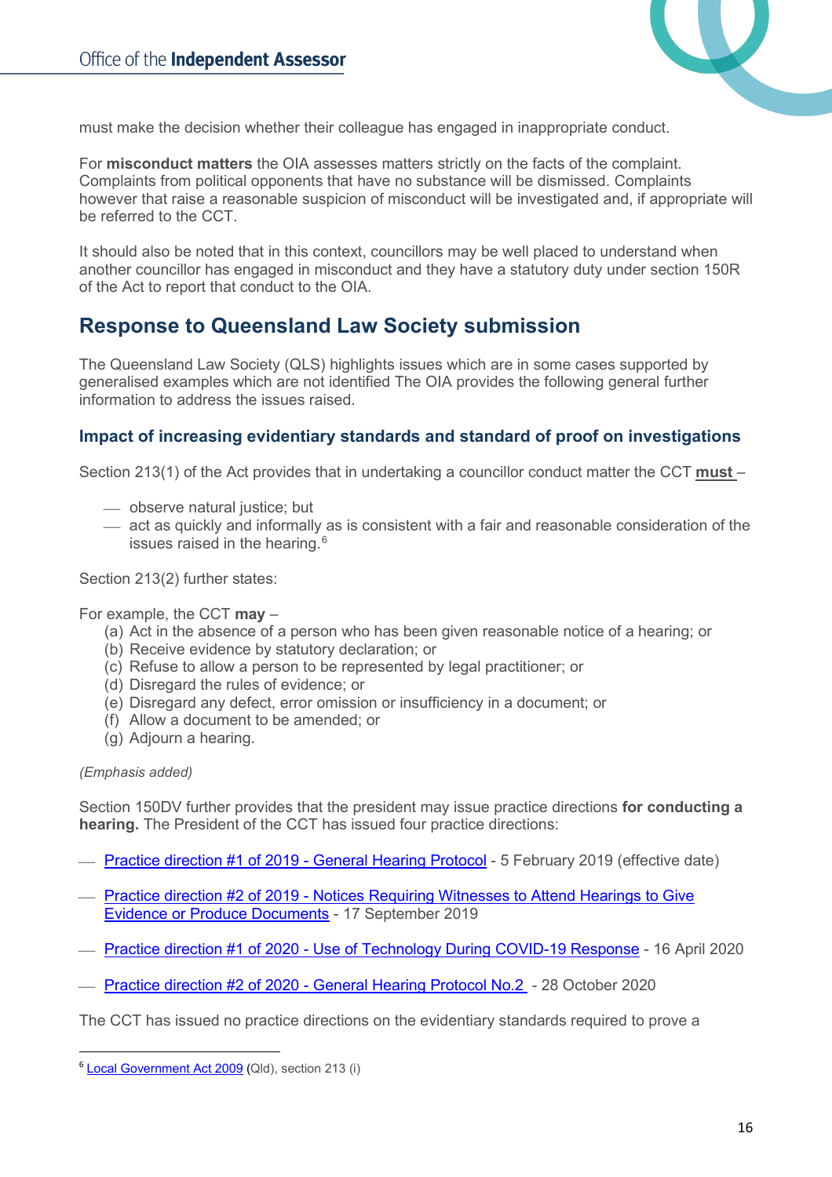must make the decision whether their colleague has engaged in inappropriate conduct.

For **misconduct matters** the OIA assesses matters strictly on the facts of the complaint. Complaints from political opponents that have no substance will be dismissed. Complaints however that raise a reasonable suspicion of misconduct will be investigated and, if appropriate will be referred to the CCT.

It should also be noted that in this context, councillors may be well placed to understand when another councillor has engaged in misconduct and they have a statutory duty under section 150R of the Act to report that conduct to the OIA.

## Response to Queensland Law Society submission

The Queensland Law Society (QLS) highlights issues which are in some cases supported by generalised examples which are not identified The OIA provides the following general further information to address the issues raised.

### Impact of increasing evidentiary standards and standard of proof on investigations

Section 213(1) of the Act provides that in undertaking a councillor conduct matter the CCT **must** –

- observe natural justice; but
- act as quickly and informally as is consistent with a fair and reasonable consideration of the issues raised in the hearing.[6]

Section 213(2) further states:

For example, the CCT **may** –

(a) Act in the absence of a person who has been given reasonable notice of a hearing; or
(b) Receive evidence by statutory declaration; or
(c) Refuse to allow a person to be represented by legal practitioner; or
(d) Disregard the rules of evidence; or
(e) Disregard any defect, error omission or insufficiency in a document; or
(f) Allow a document to be amended; or
(g) Adjourn a hearing.

*(Emphasis added)*

Section 150DV further provides that the president may issue practice directions **for conducting a hearing.** The President of the CCT has issued four practice directions:

- Practice direction #1 of 2019 - General Hearing Protocol - 5 February 2019 (effective date)
- Practice direction #2 of 2019 - Notices Requiring Witnesses to Attend Hearings to Give Evidence or Produce Documents - 17 September 2019
- Practice direction #1 of 2020 - Use of Technology During COVID-19 Response - 16 April 2020
- Practice direction #2 of 2020 - General Hearing Protocol No.2 - 28 October 2020

The CCT has issued no practice directions on the evidentiary standards required to prove a

[6] Local Government Act 2009 (Qld), section 213 (i)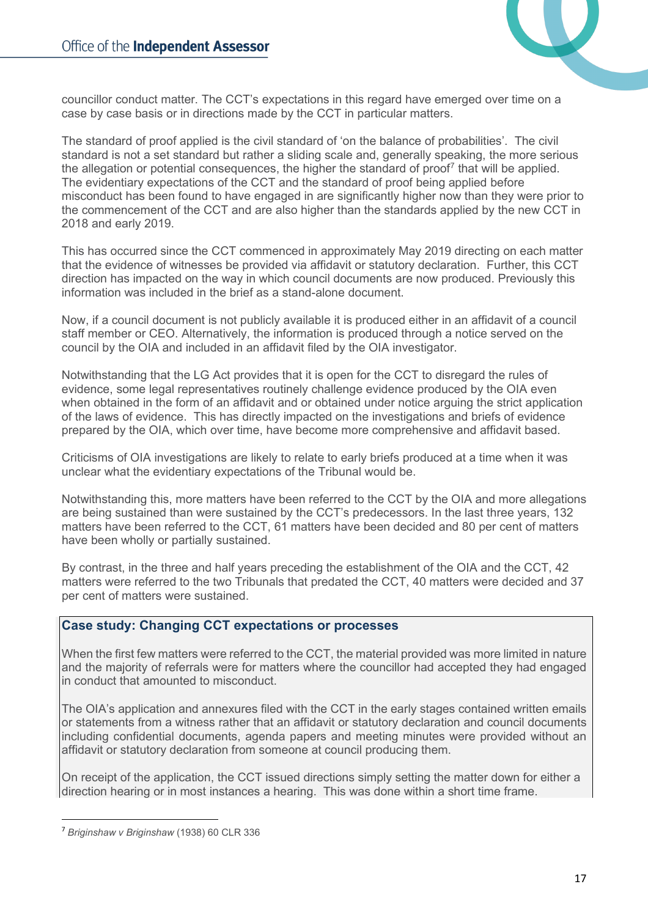councillor conduct matter. The CCT's expectations in this regard have emerged over time on a case by case basis or in directions made by the CCT in particular matters.

The standard of proof applied is the civil standard of 'on the balance of probabilities'. The civil standard is not a set standard but rather a sliding scale and, generally speaking, the more serious the allegation or potential consequences, the higher the standard of proof[7] that will be applied. The evidentiary expectations of the CCT and the standard of proof being applied before misconduct has been found to have engaged in are significantly higher now than they were prior to the commencement of the CCT and are also higher than the standards applied by the new CCT in 2018 and early 2019.

This has occurred since the CCT commenced in approximately May 2019 directing on each matter that the evidence of witnesses be provided via affidavit or statutory declaration. Further, this CCT direction has impacted on the way in which council documents are now produced. Previously this information was included in the brief as a stand-alone document.

Now, if a council document is not publicly available it is produced either in an affidavit of a council staff member or CEO. Alternatively, the information is produced through a notice served on the council by the OIA and included in an affidavit filed by the OIA investigator.

Notwithstanding that the LG Act provides that it is open for the CCT to disregard the rules of evidence, some legal representatives routinely challenge evidence produced by the OIA even when obtained in the form of an affidavit and or obtained under notice arguing the strict application of the laws of evidence. This has directly impacted on the investigations and briefs of evidence prepared by the OIA, which over time, have become more comprehensive and affidavit based.

Criticisms of OIA investigations are likely to relate to early briefs produced at a time when it was unclear what the evidentiary expectations of the Tribunal would be.

Notwithstanding this, more matters have been referred to the CCT by the OIA and more allegations are being sustained than were sustained by the CCT's predecessors. In the last three years, 132 matters have been referred to the CCT, 61 matters have been decided and 80 per cent of matters have been wholly or partially sustained.

By contrast, in the three and half years preceding the establishment of the OIA and the CCT, 42 matters were referred to the two Tribunals that predated the CCT, 40 matters were decided and 37 per cent of matters were sustained.

### Case study: Changing CCT expectations or processes

When the first few matters were referred to the CCT, the material provided was more limited in nature and the majority of referrals were for matters where the councillor had accepted they had engaged in conduct that amounted to misconduct.

The OIA's application and annexures filed with the CCT in the early stages contained written emails or statements from a witness rather that an affidavit or statutory declaration and council documents including confidential documents, agenda papers and meeting minutes were provided without an affidavit or statutory declaration from someone at council producing them.

On receipt of the application, the CCT issued directions simply setting the matter down for either a direction hearing or in most instances a hearing. This was done within a short time frame.

---

[7] *Briginshaw v Briginshaw* (1938) 60 CLR 336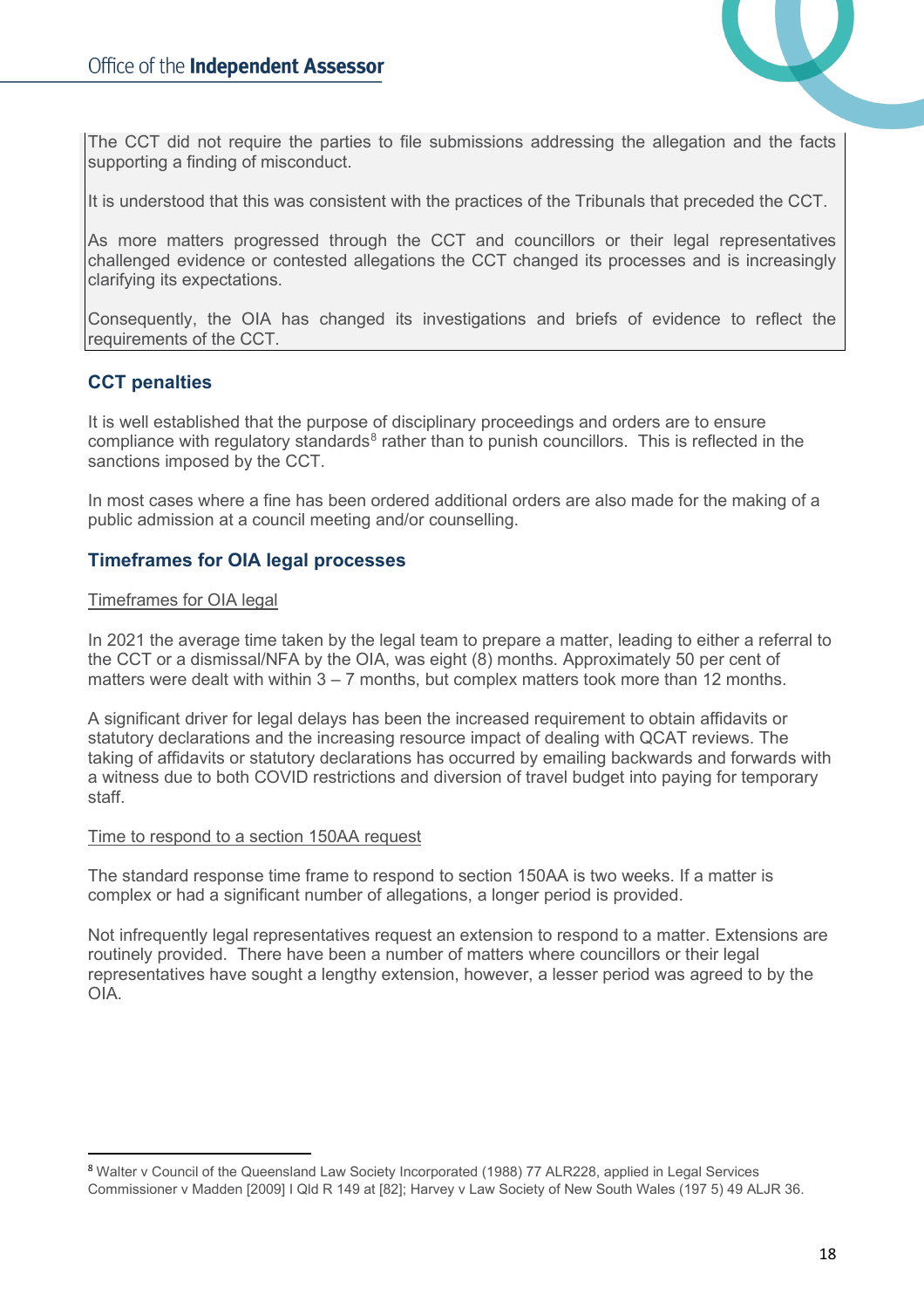The CCT did not require the parties to file submissions addressing the allegation and the facts supporting a finding of misconduct.

It is understood that this was consistent with the practices of the Tribunals that preceded the CCT.

As more matters progressed through the CCT and councillors or their legal representatives challenged evidence or contested allegations the CCT changed its processes and is increasingly clarifying its expectations.

Consequently, the OIA has changed its investigations and briefs of evidence to reflect the requirements of the CCT.

### CCT penalties

It is well established that the purpose of disciplinary proceedings and orders are to ensure compliance with regulatory standards[8] rather than to punish councillors. This is reflected in the sanctions imposed by the CCT.

In most cases where a fine has been ordered additional orders are also made for the making of a public admission at a council meeting and/or counselling.

### Timeframes for OIA legal processes

Timeframes for OIA legal

In 2021 the average time taken by the legal team to prepare a matter, leading to either a referral to the CCT or a dismissal/NFA by the OIA, was eight (8) months. Approximately 50 per cent of matters were dealt with within 3 – 7 months, but complex matters took more than 12 months.

A significant driver for legal delays has been the increased requirement to obtain affidavits or statutory declarations and the increasing resource impact of dealing with QCAT reviews. The taking of affidavits or statutory declarations has occurred by emailing backwards and forwards with a witness due to both COVID restrictions and diversion of travel budget into paying for temporary staff.

Time to respond to a section 150AA request

The standard response time frame to respond to section 150AA is two weeks. If a matter is complex or had a significant number of allegations, a longer period is provided.

Not infrequently legal representatives request an extension to respond to a matter. Extensions are routinely provided. There have been a number of matters where councillors or their legal representatives have sought a lengthy extension, however, a lesser period was agreed to by the OIA.

---

[8] Walter v Council of the Queensland Law Society Incorporated (1988) 77 ALR228, applied in Legal Services Commissioner v Madden [2009] I Qld R 149 at [82]; Harvey v Law Society of New South Wales (197 5) 49 ALJR 36.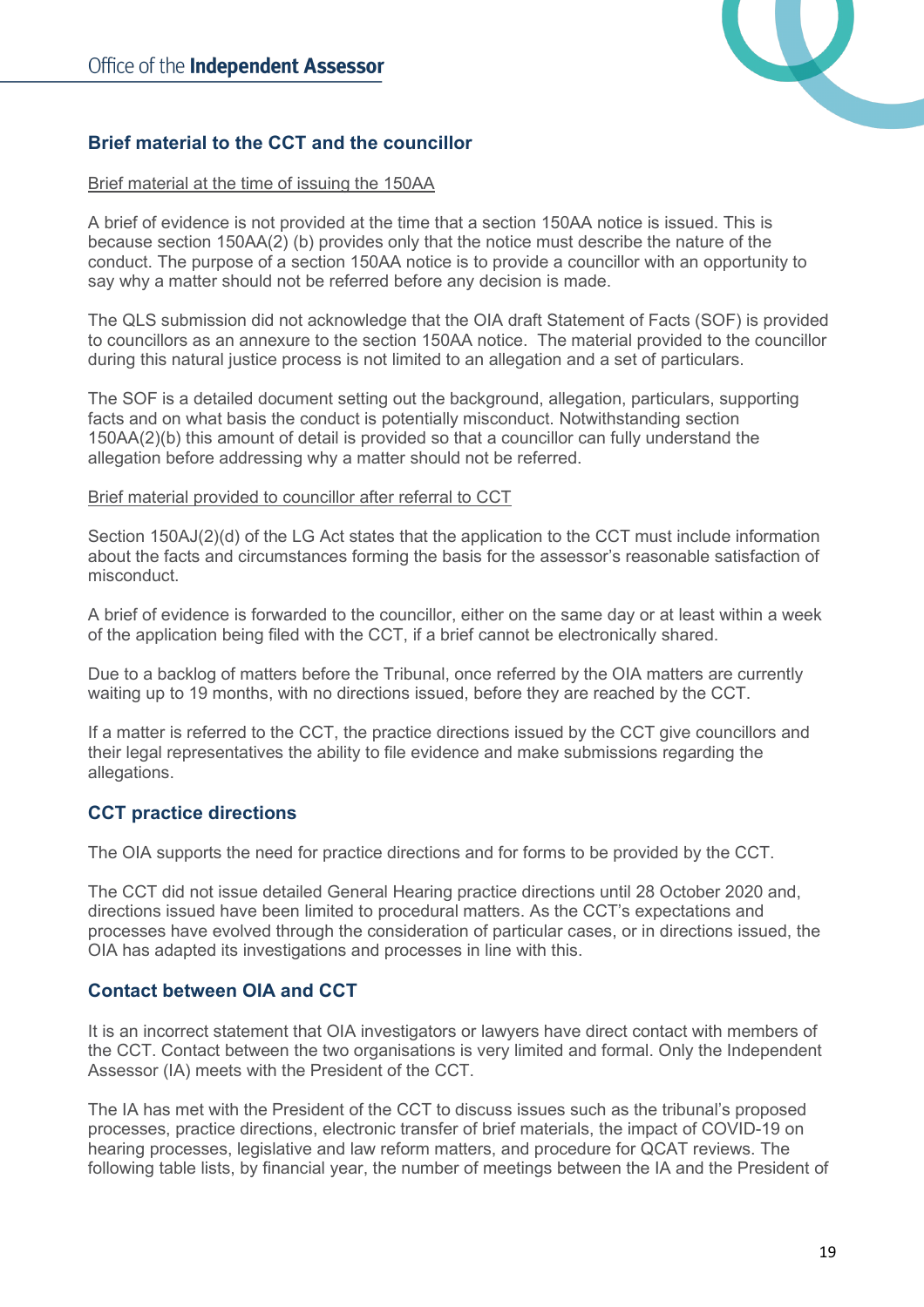## Brief material to the CCT and the councillor

Brief material at the time of issuing the 150AA

A brief of evidence is not provided at the time that a section 150AA notice is issued. This is because section 150AA(2) (b) provides only that the notice must describe the nature of the conduct. The purpose of a section 150AA notice is to provide a councillor with an opportunity to say why a matter should not be referred before any decision is made.

The QLS submission did not acknowledge that the OIA draft Statement of Facts (SOF) is provided to councillors as an annexure to the section 150AA notice. The material provided to the councillor during this natural justice process is not limited to an allegation and a set of particulars.

The SOF is a detailed document setting out the background, allegation, particulars, supporting facts and on what basis the conduct is potentially misconduct. Notwithstanding section 150AA(2)(b) this amount of detail is provided so that a councillor can fully understand the allegation before addressing why a matter should not be referred.

Brief material provided to councillor after referral to CCT

Section 150AJ(2)(d) of the LG Act states that the application to the CCT must include information about the facts and circumstances forming the basis for the assessor's reasonable satisfaction of misconduct.

A brief of evidence is forwarded to the councillor, either on the same day or at least within a week of the application being filed with the CCT, if a brief cannot be electronically shared.

Due to a backlog of matters before the Tribunal, once referred by the OIA matters are currently waiting up to 19 months, with no directions issued, before they are reached by the CCT.

If a matter is referred to the CCT, the practice directions issued by the CCT give councillors and their legal representatives the ability to file evidence and make submissions regarding the allegations.

## CCT practice directions

The OIA supports the need for practice directions and for forms to be provided by the CCT.

The CCT did not issue detailed General Hearing practice directions until 28 October 2020 and, directions issued have been limited to procedural matters. As the CCT's expectations and processes have evolved through the consideration of particular cases, or in directions issued, the OIA has adapted its investigations and processes in line with this.

## Contact between OIA and CCT

It is an incorrect statement that OIA investigators or lawyers have direct contact with members of the CCT. Contact between the two organisations is very limited and formal. Only the Independent Assessor (IA) meets with the President of the CCT.

The IA has met with the President of the CCT to discuss issues such as the tribunal's proposed processes, practice directions, electronic transfer of brief materials, the impact of COVID-19 on hearing processes, legislative and law reform matters, and procedure for QCAT reviews. The following table lists, by financial year, the number of meetings between the IA and the President of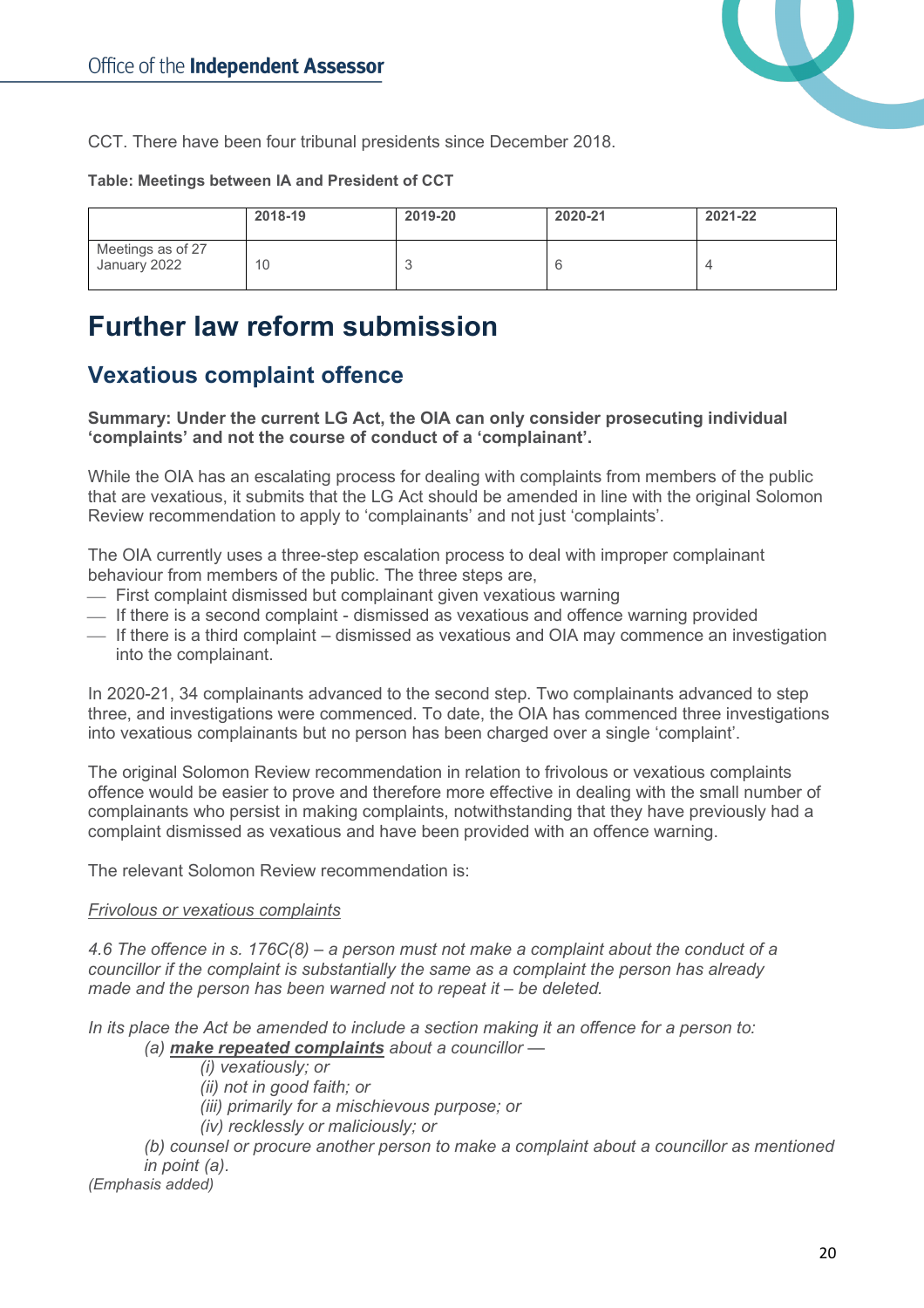CCT. There have been four tribunal presidents since December 2018.

**Table: Meetings between IA and President of CCT**

| | 2018-19 | 2019-20 | 2020-21 | 2021-22 |
|---|---|---|---|---|
| Meetings as of 27 January 2022 | 10 | 3 | 6 | 4 |

# Further law reform submission

## Vexatious complaint offence

**Summary: Under the current LG Act, the OIA can only consider prosecuting individual 'complaints' and not the course of conduct of a 'complainant'.**

While the OIA has an escalating process for dealing with complaints from members of the public that are vexatious, it submits that the LG Act should be amended in line with the original Solomon Review recommendation to apply to 'complainants' and not just 'complaints'.

The OIA currently uses a three-step escalation process to deal with improper complainant behaviour from members of the public. The three steps are,

- First complaint dismissed but complainant given vexatious warning
- If there is a second complaint - dismissed as vexatious and offence warning provided
- If there is a third complaint – dismissed as vexatious and OIA may commence an investigation into the complainant.

In 2020-21, 34 complainants advanced to the second step. Two complainants advanced to step three, and investigations were commenced. To date, the OIA has commenced three investigations into vexatious complainants but no person has been charged over a single 'complaint'.

The original Solomon Review recommendation in relation to frivolous or vexatious complaints offence would be easier to prove and therefore more effective in dealing with the small number of complainants who persist in making complaints, notwithstanding that they have previously had a complaint dismissed as vexatious and have been provided with an offence warning.

The relevant Solomon Review recommendation is:

*<u>Frivolous or vexatious complaints</u>*

*4.6 The offence in s. 176C(8) – a person must not make a complaint about the conduct of a councillor if the complaint is substantially the same as a complaint the person has already made and the person has been warned not to repeat it – be deleted.*

*In its place the Act be amended to include a section making it an offence for a person to:*

> *(a) **<u>make repeated complaints</u>** about a councillor —*
>
> > *(i) vexatiously; or*
> > *(ii) not in good faith; or*
> > *(iii) primarily for a mischievous purpose; or*
> > *(iv) recklessly or maliciously; or*
>
> *(b) counsel or procure another person to make a complaint about a councillor as mentioned in point (a).*

*(Emphasis added)*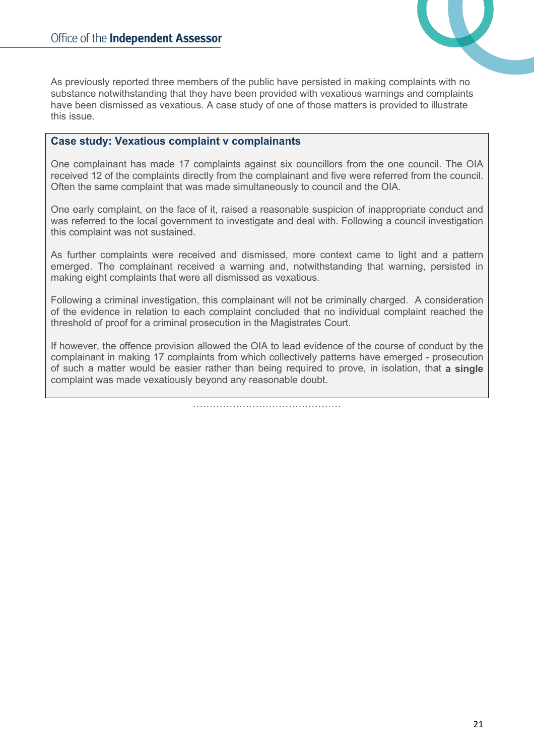As previously reported three members of the public have persisted in making complaints with no substance notwithstanding that they have been provided with vexatious warnings and complaints have been dismissed as vexatious. A case study of one of those matters is provided to illustrate this issue.

### Case study: Vexatious complaint v complainants

One complainant has made 17 complaints against six councillors from the one council. The OIA received 12 of the complaints directly from the complainant and five were referred from the council. Often the same complaint that was made simultaneously to council and the OIA.

One early complaint, on the face of it, raised a reasonable suspicion of inappropriate conduct and was referred to the local government to investigate and deal with. Following a council investigation this complaint was not sustained.

As further complaints were received and dismissed, more context came to light and a pattern emerged. The complainant received a warning and, notwithstanding that warning, persisted in making eight complaints that were all dismissed as vexatious.

Following a criminal investigation, this complainant will not be criminally charged. A consideration of the evidence in relation to each complaint concluded that no individual complaint reached the threshold of proof for a criminal prosecution in the Magistrates Court.

If however, the offence provision allowed the OIA to lead evidence of the course of conduct by the complainant in making 17 complaints from which collectively patterns have emerged - prosecution of such a matter would be easier rather than being required to prove, in isolation, that **a single** complaint was made vexatiously beyond any reasonable doubt.

…………………………………………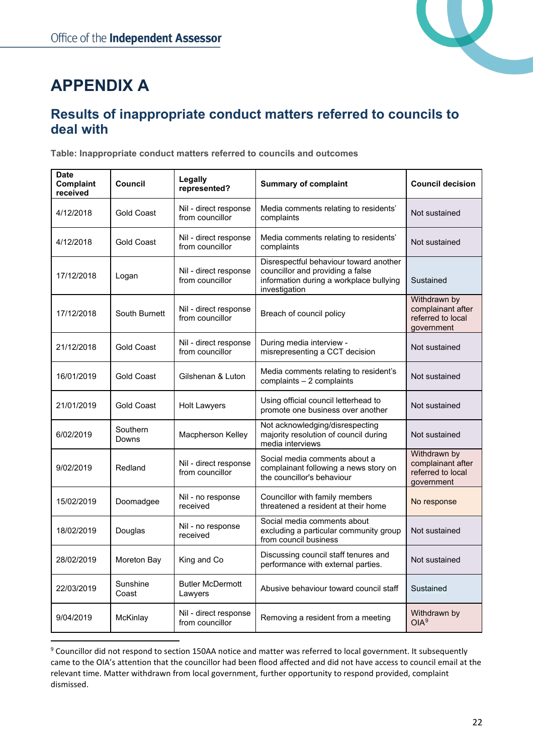# APPENDIX A

## Results of inappropriate conduct matters referred to councils to deal with

**Table: Inappropriate conduct matters referred to councils and outcomes**

| Date Complaint received | Council | Legally represented? | Summary of complaint | Council decision |
|---|---|---|---|---|
| 4/12/2018 | Gold Coast | Nil - direct response from councillor | Media comments relating to residents' complaints | Not sustained |
| 4/12/2018 | Gold Coast | Nil - direct response from councillor | Media comments relating to residents' complaints | Not sustained |
| 17/12/2018 | Logan | Nil - direct response from councillor | Disrespectful behaviour toward another councillor and providing a false information during a workplace bullying investigation | Sustained |
| 17/12/2018 | South Burnett | Nil - direct response from councillor | Breach of council policy | Withdrawn by complainant after referred to local government |
| 21/12/2018 | Gold Coast | Nil - direct response from councillor | During media interview - misrepresenting a CCT decision | Not sustained |
| 16/01/2019 | Gold Coast | Gilshenan & Luton | Media comments relating to resident's complaints – 2 complaints | Not sustained |
| 21/01/2019 | Gold Coast | Holt Lawyers | Using official council letterhead to promote one business over another | Not sustained |
| 6/02/2019 | Southern Downs | Macpherson Kelley | Not acknowledging/disrespecting majority resolution of council during media interviews | Not sustained |
| 9/02/2019 | Redland | Nil - direct response from councillor | Social media comments about a complainant following a news story on the councillor's behaviour | Withdrawn by complainant after referred to local government |
| 15/02/2019 | Doomadgee | Nil - no response received | Councillor with family members threatened a resident at their home | No response |
| 18/02/2019 | Douglas | Nil - no response received | Social media comments about excluding a particular community group from council business | Not sustained |
| 28/02/2019 | Moreton Bay | King and Co | Discussing council staff tenures and performance with external parties. | Not sustained |
| 22/03/2019 | Sunshine Coast | Butler McDermott Lawyers | Abusive behaviour toward council staff | Sustained |
| 9/04/2019 | McKinlay | Nil - direct response from councillor | Removing a resident from a meeting | Withdrawn by OIA[9] |

[9] Councillor did not respond to section 150AA notice and matter was referred to local government. It subsequently came to the OIA's attention that the councillor had been flood affected and did not have access to council email at the relevant time. Matter withdrawn from local government, further opportunity to respond provided, complaint dismissed.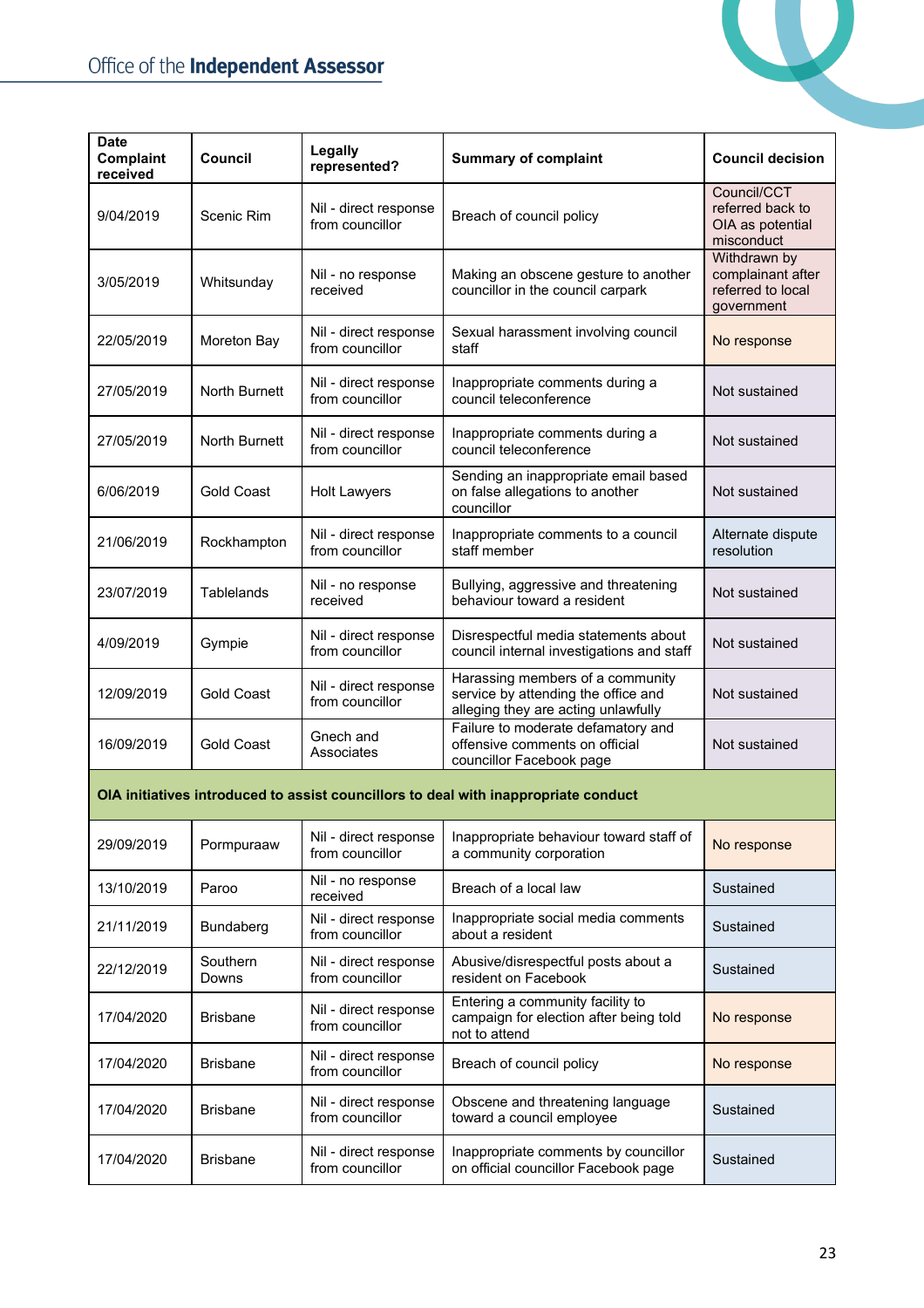| Date Complaint received | Council | Legally represented? | Summary of complaint | Council decision |
|---|---|---|---|---|
| 9/04/2019 | Scenic Rim | Nil - direct response from councillor | Breach of council policy | Council/CCT referred back to OIA as potential misconduct |
| 3/05/2019 | Whitsunday | Nil - no response received | Making an obscene gesture to another councillor in the council carpark | Withdrawn by complainant after referred to local government |
| 22/05/2019 | Moreton Bay | Nil - direct response from councillor | Sexual harassment involving council staff | No response |
| 27/05/2019 | North Burnett | Nil - direct response from councillor | Inappropriate comments during a council teleconference | Not sustained |
| 27/05/2019 | North Burnett | Nil - direct response from councillor | Inappropriate comments during a council teleconference | Not sustained |
| 6/06/2019 | Gold Coast | Holt Lawyers | Sending an inappropriate email based on false allegations to another councillor | Not sustained |
| 21/06/2019 | Rockhampton | Nil - direct response from councillor | Inappropriate comments to a council staff member | Alternate dispute resolution |
| 23/07/2019 | Tablelands | Nil - no response received | Bullying, aggressive and threatening behaviour toward a resident | Not sustained |
| 4/09/2019 | Gympie | Nil - direct response from councillor | Disrespectful media statements about council internal investigations and staff | Not sustained |
| 12/09/2019 | Gold Coast | Nil - direct response from councillor | Harassing members of a community service by attending the office and alleging they are acting unlawfully | Not sustained |
| 16/09/2019 | Gold Coast | Gnech and Associates | Failure to moderate defamatory and offensive comments on official councillor Facebook page | Not sustained |
| **OIA initiatives introduced to assist councillors to deal with inappropriate conduct** | | | | |
| 29/09/2019 | Pormpuraaw | Nil - direct response from councillor | Inappropriate behaviour toward staff of a community corporation | No response |
| 13/10/2019 | Paroo | Nil - no response received | Breach of a local law | Sustained |
| 21/11/2019 | Bundaberg | Nil - direct response from councillor | Inappropriate social media comments about a resident | Sustained |
| 22/12/2019 | Southern Downs | Nil - direct response from councillor | Abusive/disrespectful posts about a resident on Facebook | Sustained |
| 17/04/2020 | Brisbane | Nil - direct response from councillor | Entering a community facility to campaign for election after being told not to attend | No response |
| 17/04/2020 | Brisbane | Nil - direct response from councillor | Breach of council policy | No response |
| 17/04/2020 | Brisbane | Nil - direct response from councillor | Obscene and threatening language toward a council employee | Sustained |
| 17/04/2020 | Brisbane | Nil - direct response from councillor | Inappropriate comments by councillor on official councillor Facebook page | Sustained |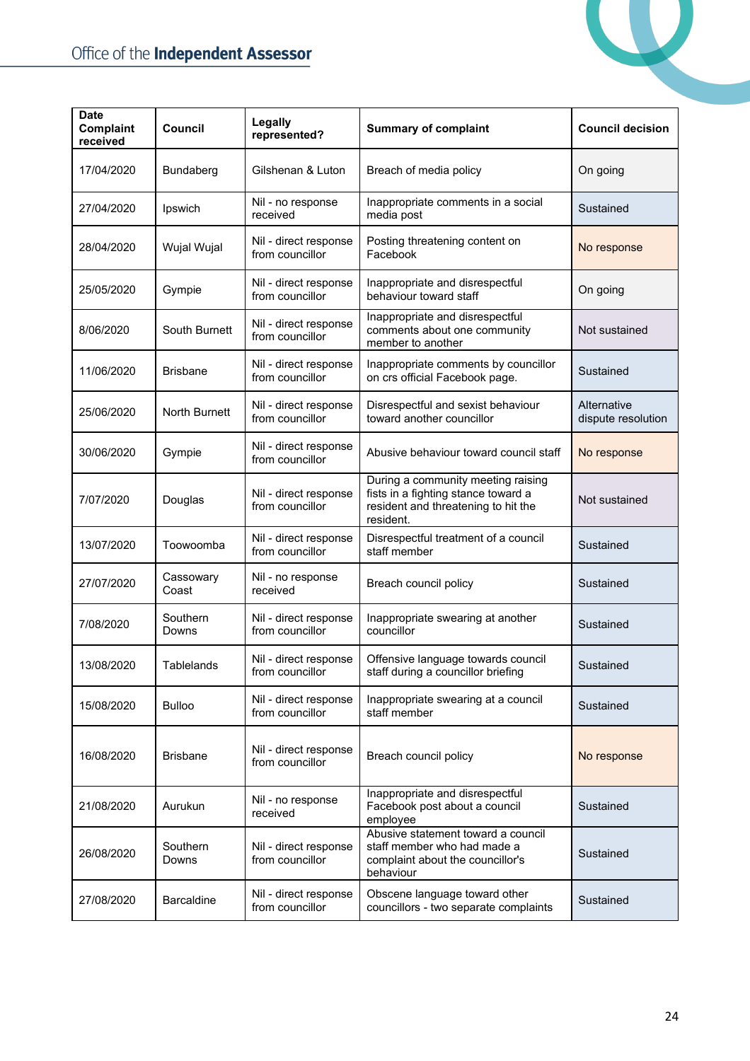| Date Complaint received | Council | Legally represented? | Summary of complaint | Council decision |
|---|---|---|---|---|
| 17/04/2020 | Bundaberg | Gilshenan & Luton | Breach of media policy | On going |
| 27/04/2020 | Ipswich | Nil - no response received | Inappropriate comments in a social media post | Sustained |
| 28/04/2020 | Wujal Wujal | Nil - direct response from councillor | Posting threatening content on Facebook | No response |
| 25/05/2020 | Gympie | Nil - direct response from councillor | Inappropriate and disrespectful behaviour toward staff | On going |
| 8/06/2020 | South Burnett | Nil - direct response from councillor | Inappropriate and disrespectful comments about one community member to another | Not sustained |
| 11/06/2020 | Brisbane | Nil - direct response from councillor | Inappropriate comments by councillor on crs official Facebook page. | Sustained |
| 25/06/2020 | North Burnett | Nil - direct response from councillor | Disrespectful and sexist behaviour toward another councillor | Alternative dispute resolution |
| 30/06/2020 | Gympie | Nil - direct response from councillor | Abusive behaviour toward council staff | No response |
| 7/07/2020 | Douglas | Nil - direct response from councillor | During a community meeting raising fists in a fighting stance toward a resident and threatening to hit the resident. | Not sustained |
| 13/07/2020 | Toowoomba | Nil - direct response from councillor | Disrespectful treatment of a council staff member | Sustained |
| 27/07/2020 | Cassowary Coast | Nil - no response received | Breach council policy | Sustained |
| 7/08/2020 | Southern Downs | Nil - direct response from councillor | Inappropriate swearing at another councillor | Sustained |
| 13/08/2020 | Tablelands | Nil - direct response from councillor | Offensive language towards council staff during a councillor briefing | Sustained |
| 15/08/2020 | Bulloo | Nil - direct response from councillor | Inappropriate swearing at a council staff member | Sustained |
| 16/08/2020 | Brisbane | Nil - direct response from councillor | Breach council policy | No response |
| 21/08/2020 | Aurukun | Nil - no response received | Inappropriate and disrespectful Facebook post about a council employee | Sustained |
| 26/08/2020 | Southern Downs | Nil - direct response from councillor | Abusive statement toward a council staff member who had made a complaint about the councillor's behaviour | Sustained |
| 27/08/2020 | Barcaldine | Nil - direct response from councillor | Obscene language toward other councillors - two separate complaints | Sustained |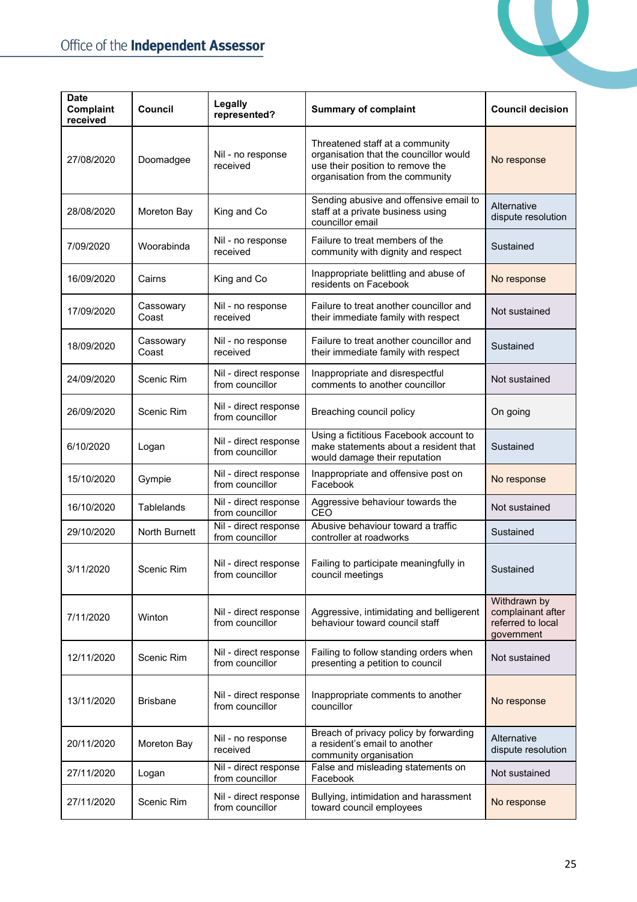| Date Complaint received | Council | Legally represented? | Summary of complaint | Council decision |
|---|---|---|---|---|
| 27/08/2020 | Doomadgee | Nil - no response received | Threatened staff at a community organisation that the councillor would use their position to remove the organisation from the community | No response |
| 28/08/2020 | Moreton Bay | King and Co | Sending abusive and offensive email to staff at a private business using councillor email | Alternative dispute resolution |
| 7/09/2020 | Woorabinda | Nil - no response received | Failure to treat members of the community with dignity and respect | Sustained |
| 16/09/2020 | Cairns | King and Co | Inappropriate belittling and abuse of residents on Facebook | No response |
| 17/09/2020 | Cassowary Coast | Nil - no response received | Failure to treat another councillor and their immediate family with respect | Not sustained |
| 18/09/2020 | Cassowary Coast | Nil - no response received | Failure to treat another councillor and their immediate family with respect | Sustained |
| 24/09/2020 | Scenic Rim | Nil - direct response from councillor | Inappropriate and disrespectful comments to another councillor | Not sustained |
| 26/09/2020 | Scenic Rim | Nil - direct response from councillor | Breaching council policy | On going |
| 6/10/2020 | Logan | Nil - direct response from councillor | Using a fictitious Facebook account to make statements about a resident that would damage their reputation | Sustained |
| 15/10/2020 | Gympie | Nil - direct response from councillor | Inappropriate and offensive post on Facebook | No response |
| 16/10/2020 | Tablelands | Nil - direct response from councillor | Aggressive behaviour towards the CEO | Not sustained |
| 29/10/2020 | North Burnett | Nil - direct response from councillor | Abusive behaviour toward a traffic controller at roadworks | Sustained |
| 3/11/2020 | Scenic Rim | Nil - direct response from councillor | Failing to participate meaningfully in council meetings | Sustained |
| 7/11/2020 | Winton | Nil - direct response from councillor | Aggressive, intimidating and belligerent behaviour toward council staff | Withdrawn by complainant after referred to local government |
| 12/11/2020 | Scenic Rim | Nil - direct response from councillor | Failing to follow standing orders when presenting a petition to council | Not sustained |
| 13/11/2020 | Brisbane | Nil - direct response from councillor | Inappropriate comments to another councillor | No response |
| 20/11/2020 | Moreton Bay | Nil - no response received | Breach of privacy policy by forwarding a resident's email to another community organisation | Alternative dispute resolution |
| 27/11/2020 | Logan | Nil - direct response from councillor | False and misleading statements on Facebook | Not sustained |
| 27/11/2020 | Scenic Rim | Nil - direct response from councillor | Bullying, intimidation and harassment toward council employees | No response |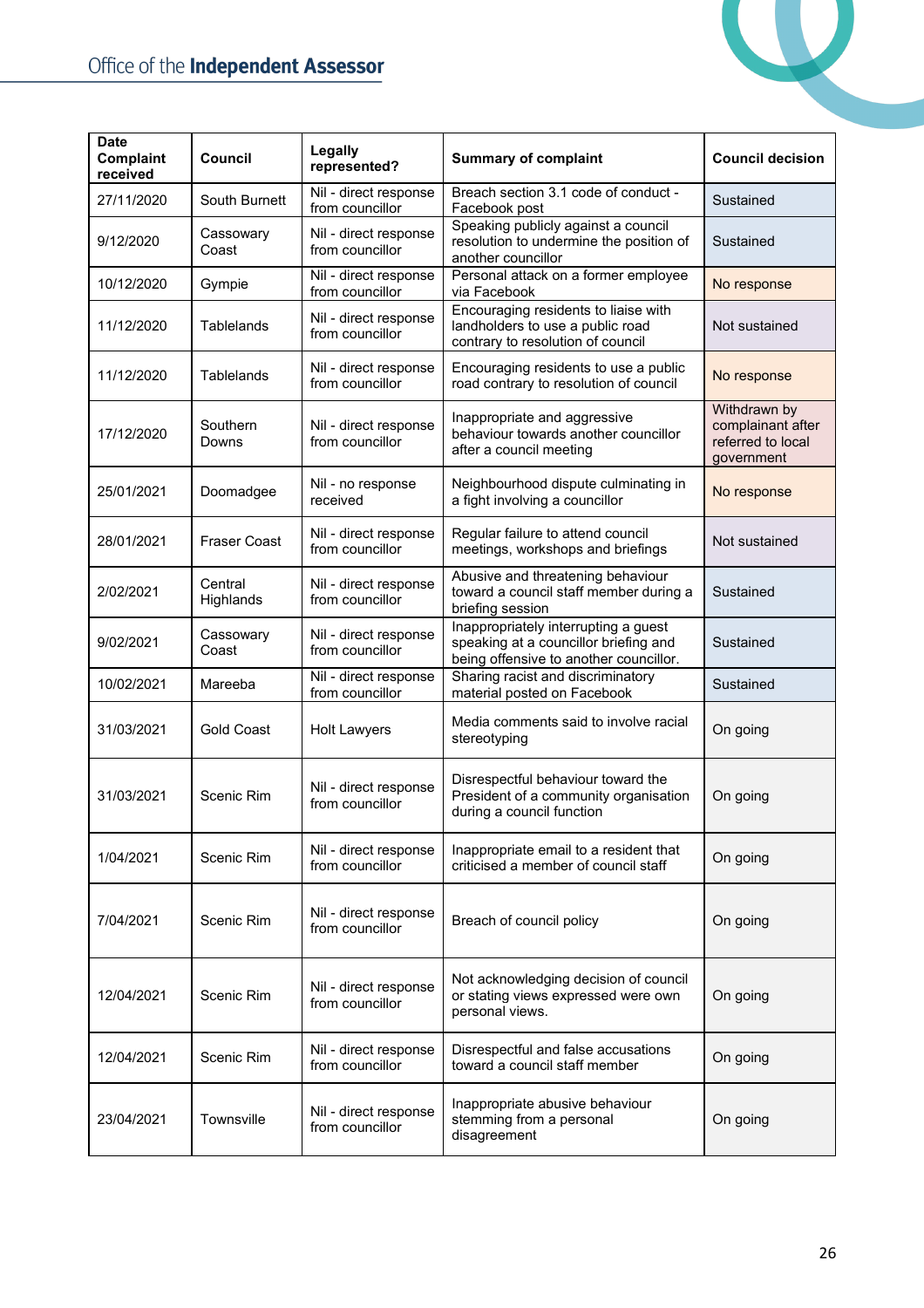| Date Complaint received | Council | Legally represented? | Summary of complaint | Council decision |
|---|---|---|---|---|
| 27/11/2020 | South Burnett | Nil - direct response from councillor | Breach section 3.1 code of conduct - Facebook post | Sustained |
| 9/12/2020 | Cassowary Coast | Nil - direct response from councillor | Speaking publicly against a council resolution to undermine the position of another councillor | Sustained |
| 10/12/2020 | Gympie | Nil - direct response from councillor | Personal attack on a former employee via Facebook | No response |
| 11/12/2020 | Tablelands | Nil - direct response from councillor | Encouraging residents to liaise with landholders to use a public road contrary to resolution of council | Not sustained |
| 11/12/2020 | Tablelands | Nil - direct response from councillor | Encouraging residents to use a public road contrary to resolution of council | No response |
| 17/12/2020 | Southern Downs | Nil - direct response from councillor | Inappropriate and aggressive behaviour towards another councillor after a council meeting | Withdrawn by complainant after referred to local government |
| 25/01/2021 | Doomadgee | Nil - no response received | Neighbourhood dispute culminating in a fight involving a councillor | No response |
| 28/01/2021 | Fraser Coast | Nil - direct response from councillor | Regular failure to attend council meetings, workshops and briefings | Not sustained |
| 2/02/2021 | Central Highlands | Nil - direct response from councillor | Abusive and threatening behaviour toward a council staff member during a briefing session | Sustained |
| 9/02/2021 | Cassowary Coast | Nil - direct response from councillor | Inappropriately interrupting a guest speaking at a councillor briefing and being offensive to another councillor. | Sustained |
| 10/02/2021 | Mareeba | Nil - direct response from councillor | Sharing racist and discriminatory material posted on Facebook | Sustained |
| 31/03/2021 | Gold Coast | Holt Lawyers | Media comments said to involve racial stereotyping | On going |
| 31/03/2021 | Scenic Rim | Nil - direct response from councillor | Disrespectful behaviour toward the President of a community organisation during a council function | On going |
| 1/04/2021 | Scenic Rim | Nil - direct response from councillor | Inappropriate email to a resident that criticised a member of council staff | On going |
| 7/04/2021 | Scenic Rim | Nil - direct response from councillor | Breach of council policy | On going |
| 12/04/2021 | Scenic Rim | Nil - direct response from councillor | Not acknowledging decision of council or stating views expressed were own personal views. | On going |
| 12/04/2021 | Scenic Rim | Nil - direct response from councillor | Disrespectful and false accusations toward a council staff member | On going |
| 23/04/2021 | Townsville | Nil - direct response from councillor | Inappropriate abusive behaviour stemming from a personal disagreement | On going |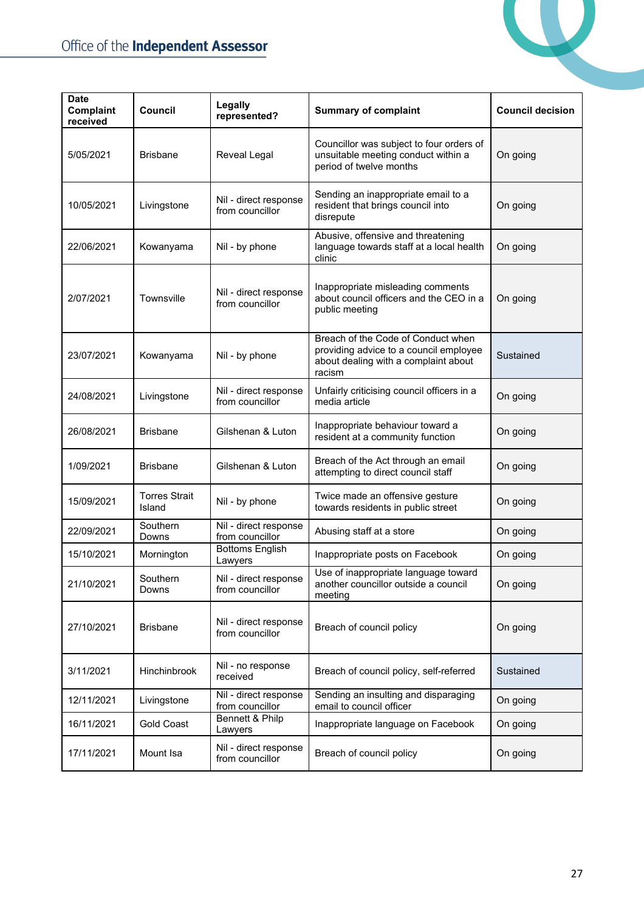| Date Complaint received | Council | Legally represented? | Summary of complaint | Council decision |
|---|---|---|---|---|
| 5/05/2021 | Brisbane | Reveal Legal | Councillor was subject to four orders of unsuitable meeting conduct within a period of twelve months | On going |
| 10/05/2021 | Livingstone | Nil - direct response from councillor | Sending an inappropriate email to a resident that brings council into disrepute | On going |
| 22/06/2021 | Kowanyama | Nil - by phone | Abusive, offensive and threatening language towards staff at a local health clinic | On going |
| 2/07/2021 | Townsville | Nil - direct response from councillor | Inappropriate misleading comments about council officers and the CEO in a public meeting | On going |
| 23/07/2021 | Kowanyama | Nil - by phone | Breach of the Code of Conduct when providing advice to a council employee about dealing with a complaint about racism | Sustained |
| 24/08/2021 | Livingstone | Nil - direct response from councillor | Unfairly criticising council officers in a media article | On going |
| 26/08/2021 | Brisbane | Gilshenan & Luton | Inappropriate behaviour toward a resident at a community function | On going |
| 1/09/2021 | Brisbane | Gilshenan & Luton | Breach of the Act through an email attempting to direct council staff | On going |
| 15/09/2021 | Torres Strait Island | Nil - by phone | Twice made an offensive gesture towards residents in public street | On going |
| 22/09/2021 | Southern Downs | Nil - direct response from councillor | Abusing staff at a store | On going |
| 15/10/2021 | Mornington | Bottoms English Lawyers | Inappropriate posts on Facebook | On going |
| 21/10/2021 | Southern Downs | Nil - direct response from councillor | Use of inappropriate language toward another councillor outside a council meeting | On going |
| 27/10/2021 | Brisbane | Nil - direct response from councillor | Breach of council policy | On going |
| 3/11/2021 | Hinchinbrook | Nil - no response received | Breach of council policy, self-referred | Sustained |
| 12/11/2021 | Livingstone | Nil - direct response from councillor | Sending an insulting and disparaging email to council officer | On going |
| 16/11/2021 | Gold Coast | Bennett & Philp Lawyers | Inappropriate language on Facebook | On going |
| 17/11/2021 | Mount Isa | Nil - direct response from councillor | Breach of council policy | On going |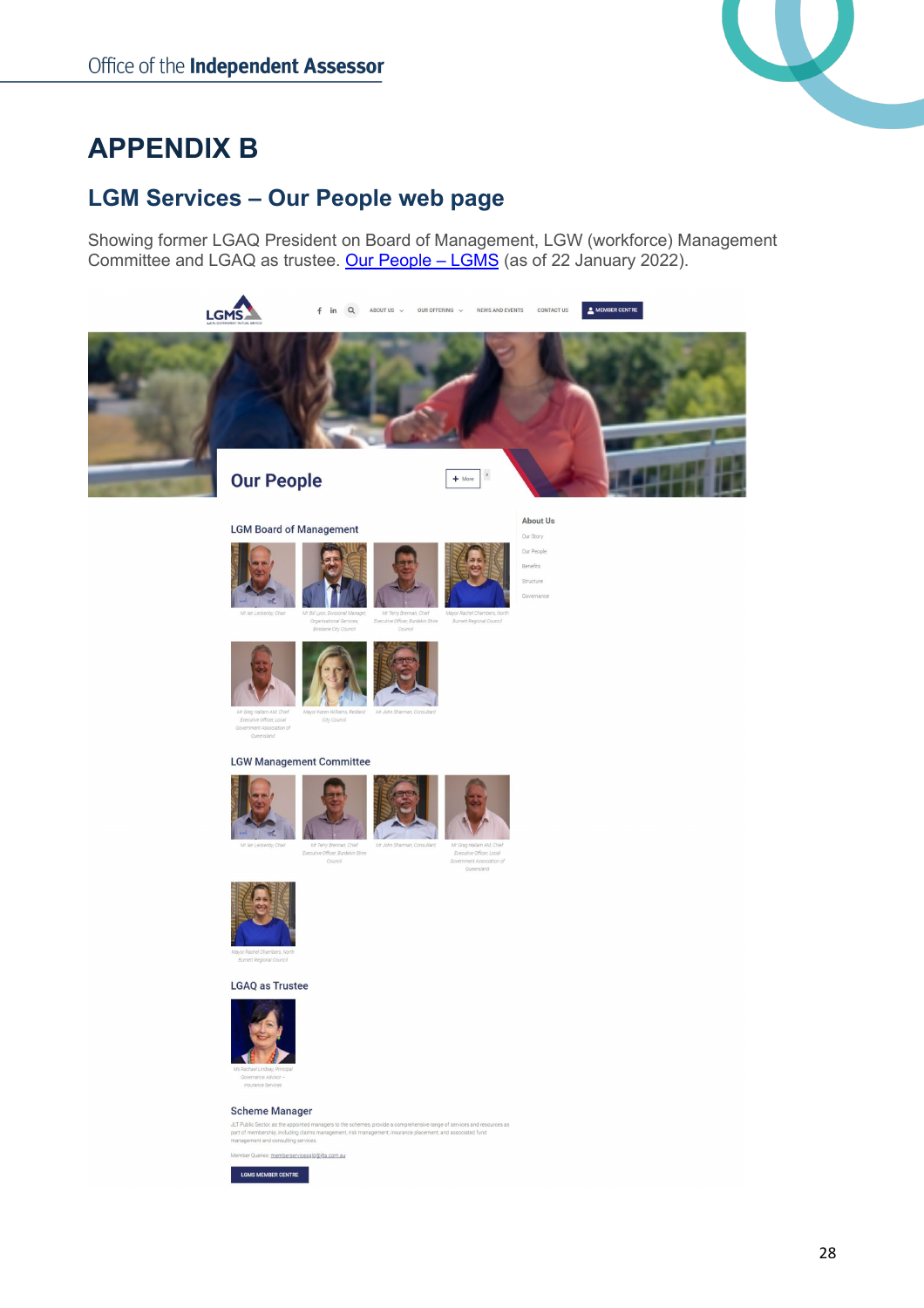# APPENDIX B

## LGM Services – Our People web page

Showing former LGAQ President on Board of Management, LGW (workforce) Management Committee and LGAQ as trustee. [Our People – LGMS](Our People – LGMS) (as of 22 January 2022).